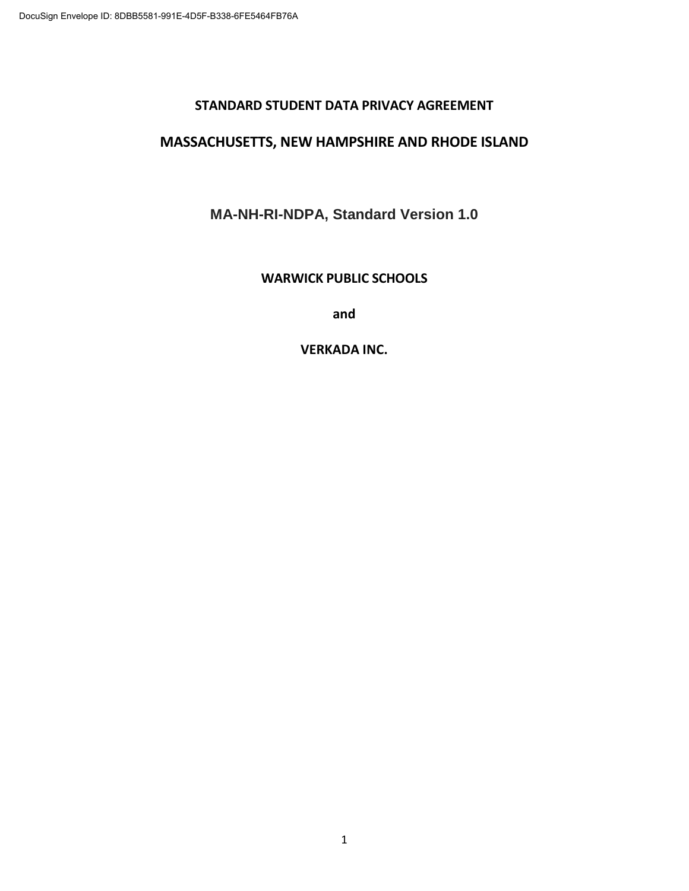DocuSign Envelope ID: 8DBB5581-991E-4D5F-B338-6FE5464FB76A

# STANDARD STUDENT DATA PRIVACY AGREEMENT

# MASSACHUSETTS, NEW HAMPSHIRE AND RHODE ISLAND

## MA-NH-RI-NDPA, Standard Version 1.0

**WARWICK PUBLIC SCHOOLS**

**and**

**VERKADA INC.**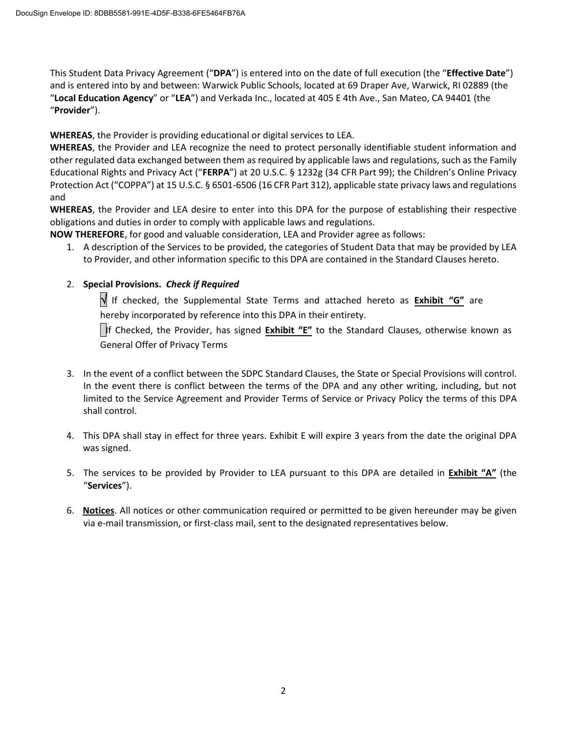This Student Data Privacy Agreement ("**DPA**") is entered into on the date of full execution (the "**Effective Date**") and is entered into by and between: Warwick Public Schools, located at 69 Draper Ave, Warwick, RI 02889 (the "**Local Education Agency**" or "**LEA**") and Verkada Inc., located at 405 E 4th Ave., San Mateo, CA 94401 (the "**Provider**").

**WHEREAS**, the Provider is providing educational or digital services to LEA.
**WHEREAS**, the Provider and LEA recognize the need to protect personally identifiable student information and other regulated data exchanged between them as required by applicable laws and regulations, such as the Family Educational Rights and Privacy Act ("**FERPA**") at 20 U.S.C. § 1232g (34 CFR Part 99); the Children's Online Privacy Protection Act ("COPPA") at 15 U.S.C. § 6501-6506 (16 CFR Part 312), applicable state privacy laws and regulations and
**WHEREAS**, the Provider and LEA desire to enter into this DPA for the purpose of establishing their respective obligations and duties in order to comply with applicable laws and regulations.
**NOW THEREFORE**, for good and valuable consideration, LEA and Provider agree as follows:

1. A description of the Services to be provided, the categories of Student Data that may be provided by LEA to Provider, and other information specific to this DPA are contained in the Standard Clauses hereto.

2. **Special Provisions.** ***Check if Required***

   √ If checked, the Supplemental State Terms and attached hereto as **Exhibit "G"** are hereby incorporated by reference into this DPA in their entirety.

   ☐ If Checked, the Provider, has signed **Exhibit "E"** to the Standard Clauses, otherwise known as General Offer of Privacy Terms

3. In the event of a conflict between the SDPC Standard Clauses, the State or Special Provisions will control. In the event there is conflict between the terms of the DPA and any other writing, including, but not limited to the Service Agreement and Provider Terms of Service or Privacy Policy the terms of this DPA shall control.

4. This DPA shall stay in effect for three years. Exhibit E will expire 3 years from the date the original DPA was signed.

5. The services to be provided by Provider to LEA pursuant to this DPA are detailed in **Exhibit "A"** (the "**Services**").

6. **Notices**. All notices or other communication required or permitted to be given hereunder may be given via e-mail transmission, or first-class mail, sent to the designated representatives below.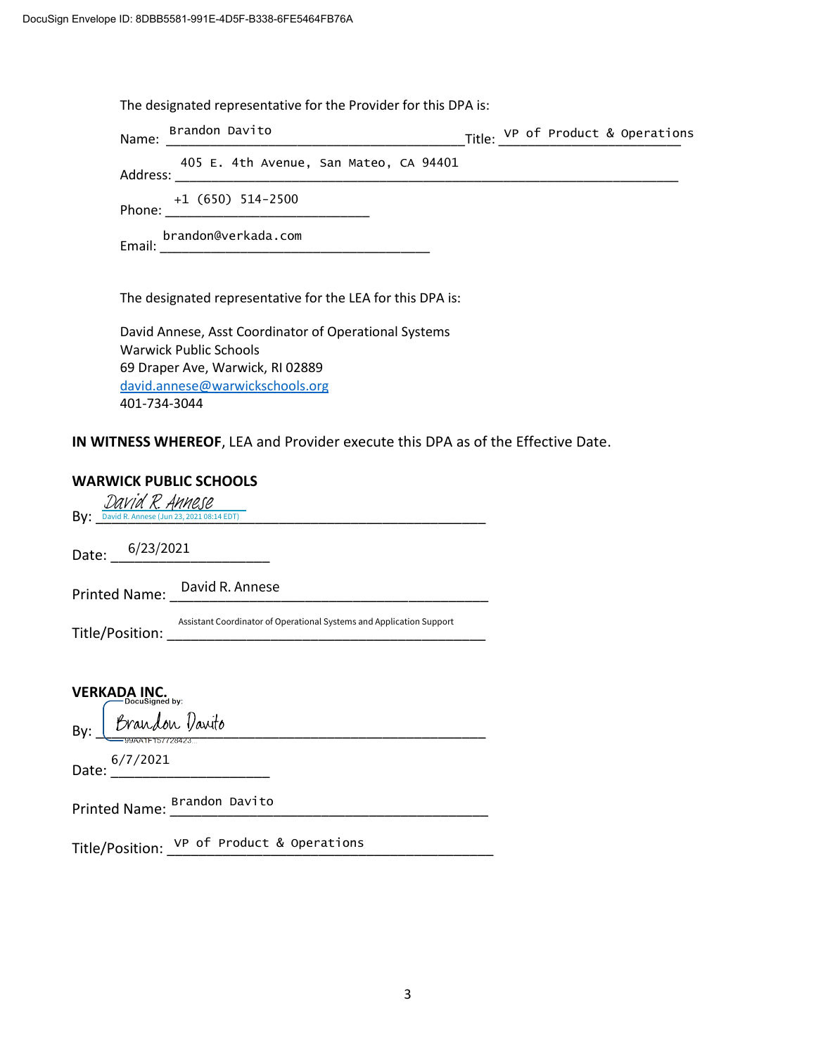The designated representative for the Provider for this DPA is:

Name: Brandon Davito  Title: VP of Product & Operations

Address: 405 E. 4th Avenue, San Mateo, CA 94401

Phone: +1 (650) 514-2500

Email: brandon@verkada.com

The designated representative for the LEA for this DPA is:

David Annese, Asst Coordinator of Operational Systems
Warwick Public Schools
69 Draper Ave, Warwick, RI 02889
david.annese@warwickschools.org
401-734-3044

**IN WITNESS WHEREOF**, LEA and Provider execute this DPA as of the Effective Date.

**WARWICK PUBLIC SCHOOLS**

By: David R. Annese
David R. Annese (Jun 23, 2021 08:14 EDT)

Date: 6/23/2021

Printed Name: David R. Annese

Title/Position: Assistant Coordinator of Operational Systems and Application Support

**VERKADA INC.**

By: DocuSigned by: Brandon Davito
99AA1F157728423

Date: 6/7/2021

Printed Name: Brandon Davito

Title/Position: VP of Product & Operations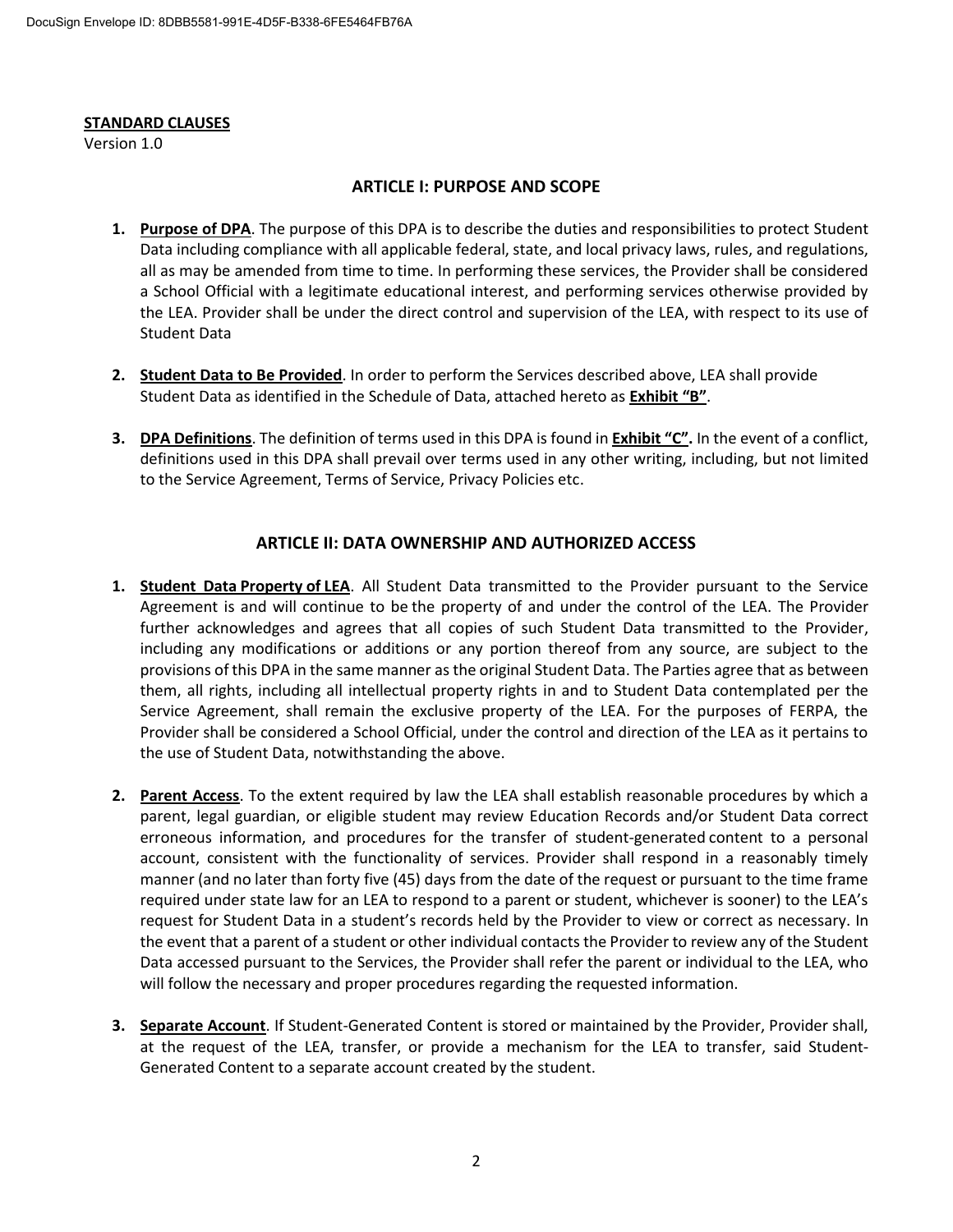**STANDARD CLAUSES**
Version 1.0

## ARTICLE I: PURPOSE AND SCOPE

1. **Purpose of DPA**. The purpose of this DPA is to describe the duties and responsibilities to protect Student Data including compliance with all applicable federal, state, and local privacy laws, rules, and regulations, all as may be amended from time to time. In performing these services, the Provider shall be considered a School Official with a legitimate educational interest, and performing services otherwise provided by the LEA. Provider shall be under the direct control and supervision of the LEA, with respect to its use of Student Data

2. **Student Data to Be Provided**. In order to perform the Services described above, LEA shall provide Student Data as identified in the Schedule of Data, attached hereto as **Exhibit "B"**.

3. **DPA Definitions**. The definition of terms used in this DPA is found in **Exhibit "C".** In the event of a conflict, definitions used in this DPA shall prevail over terms used in any other writing, including, but not limited to the Service Agreement, Terms of Service, Privacy Policies etc.

## ARTICLE II: DATA OWNERSHIP AND AUTHORIZED ACCESS

1. **Student Data Property of LEA**. All Student Data transmitted to the Provider pursuant to the Service Agreement is and will continue to be the property of and under the control of the LEA. The Provider further acknowledges and agrees that all copies of such Student Data transmitted to the Provider, including any modifications or additions or any portion thereof from any source, are subject to the provisions of this DPA in the same manner as the original Student Data. The Parties agree that as between them, all rights, including all intellectual property rights in and to Student Data contemplated per the Service Agreement, shall remain the exclusive property of the LEA. For the purposes of FERPA, the Provider shall be considered a School Official, under the control and direction of the LEA as it pertains to the use of Student Data, notwithstanding the above.

2. **Parent Access**. To the extent required by law the LEA shall establish reasonable procedures by which a parent, legal guardian, or eligible student may review Education Records and/or Student Data correct erroneous information, and procedures for the transfer of student-generated content to a personal account, consistent with the functionality of services. Provider shall respond in a reasonably timely manner (and no later than forty five (45) days from the date of the request or pursuant to the time frame required under state law for an LEA to respond to a parent or student, whichever is sooner) to the LEA's request for Student Data in a student's records held by the Provider to view or correct as necessary. In the event that a parent of a student or other individual contacts the Provider to review any of the Student Data accessed pursuant to the Services, the Provider shall refer the parent or individual to the LEA, who will follow the necessary and proper procedures regarding the requested information.

3. **Separate Account**. If Student-Generated Content is stored or maintained by the Provider, Provider shall, at the request of the LEA, transfer, or provide a mechanism for the LEA to transfer, said Student-Generated Content to a separate account created by the student.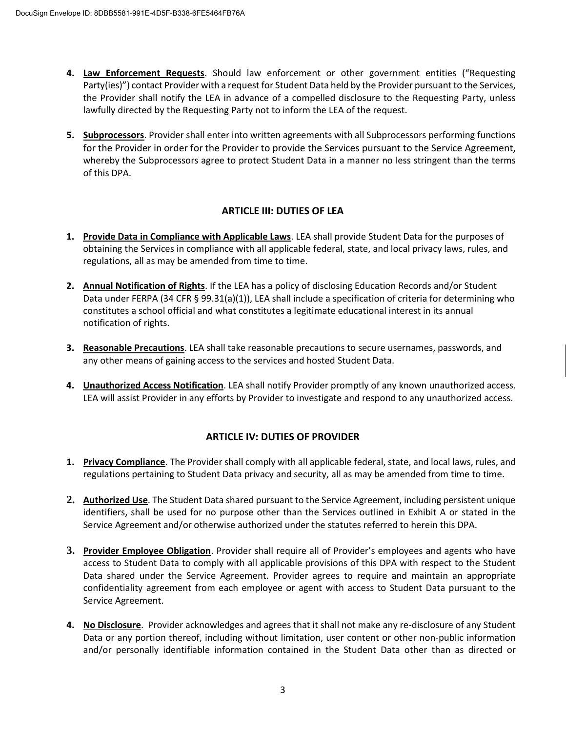4. **Law Enforcement Requests**. Should law enforcement or other government entities ("Requesting Party(ies)") contact Provider with a request for Student Data held by the Provider pursuant to the Services, the Provider shall notify the LEA in advance of a compelled disclosure to the Requesting Party, unless lawfully directed by the Requesting Party not to inform the LEA of the request.

5. **Subprocessors**. Provider shall enter into written agreements with all Subprocessors performing functions for the Provider in order for the Provider to provide the Services pursuant to the Service Agreement, whereby the Subprocessors agree to protect Student Data in a manner no less stringent than the terms of this DPA.

## ARTICLE III: DUTIES OF LEA

1. **Provide Data in Compliance with Applicable Laws**. LEA shall provide Student Data for the purposes of obtaining the Services in compliance with all applicable federal, state, and local privacy laws, rules, and regulations, all as may be amended from time to time.

2. **Annual Notification of Rights**. If the LEA has a policy of disclosing Education Records and/or Student Data under FERPA (34 CFR § 99.31(a)(1)), LEA shall include a specification of criteria for determining who constitutes a school official and what constitutes a legitimate educational interest in its annual notification of rights.

3. **Reasonable Precautions**. LEA shall take reasonable precautions to secure usernames, passwords, and any other means of gaining access to the services and hosted Student Data.

4. **Unauthorized Access Notification**. LEA shall notify Provider promptly of any known unauthorized access. LEA will assist Provider in any efforts by Provider to investigate and respond to any unauthorized access.

## ARTICLE IV: DUTIES OF PROVIDER

1. **Privacy Compliance**. The Provider shall comply with all applicable federal, state, and local laws, rules, and regulations pertaining to Student Data privacy and security, all as may be amended from time to time.

2. **Authorized Use**. The Student Data shared pursuant to the Service Agreement, including persistent unique identifiers, shall be used for no purpose other than the Services outlined in Exhibit A or stated in the Service Agreement and/or otherwise authorized under the statutes referred to herein this DPA.

3. **Provider Employee Obligation**. Provider shall require all of Provider's employees and agents who have access to Student Data to comply with all applicable provisions of this DPA with respect to the Student Data shared under the Service Agreement. Provider agrees to require and maintain an appropriate confidentiality agreement from each employee or agent with access to Student Data pursuant to the Service Agreement.

4. **No Disclosure**. Provider acknowledges and agrees that it shall not make any re-disclosure of any Student Data or any portion thereof, including without limitation, user content or other non-public information and/or personally identifiable information contained in the Student Data other than as directed or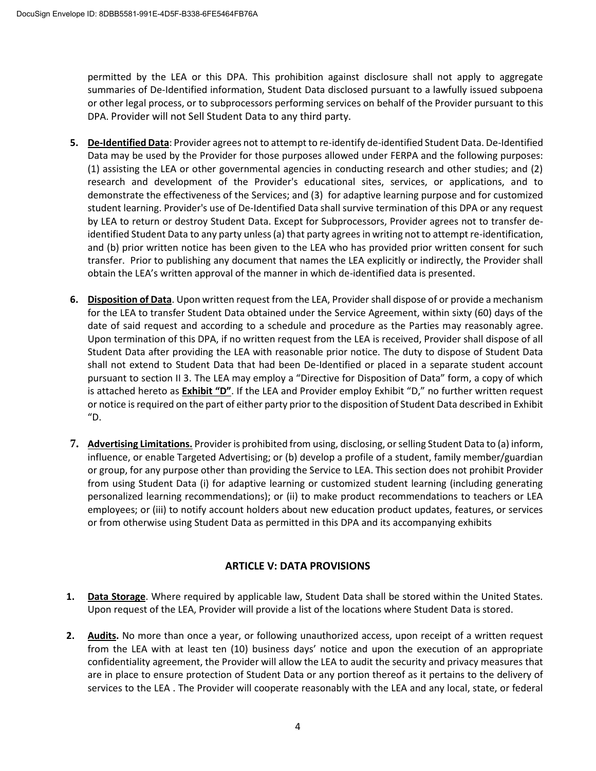permitted by the LEA or this DPA. This prohibition against disclosure shall not apply to aggregate summaries of De-Identified information, Student Data disclosed pursuant to a lawfully issued subpoena or other legal process, or to subprocessors performing services on behalf of the Provider pursuant to this DPA. Provider will not Sell Student Data to any third party.

5. **De-Identified Data**: Provider agrees not to attempt to re-identify de-identified Student Data. De-Identified Data may be used by the Provider for those purposes allowed under FERPA and the following purposes: (1) assisting the LEA or other governmental agencies in conducting research and other studies; and (2) research and development of the Provider's educational sites, services, or applications, and to demonstrate the effectiveness of the Services; and (3) for adaptive learning purpose and for customized student learning. Provider's use of De-Identified Data shall survive termination of this DPA or any request by LEA to return or destroy Student Data. Except for Subprocessors, Provider agrees not to transfer de-identified Student Data to any party unless (a) that party agrees in writing not to attempt re-identification, and (b) prior written notice has been given to the LEA who has provided prior written consent for such transfer. Prior to publishing any document that names the LEA explicitly or indirectly, the Provider shall obtain the LEA's written approval of the manner in which de-identified data is presented.

6. **Disposition of Data**. Upon written request from the LEA, Provider shall dispose of or provide a mechanism for the LEA to transfer Student Data obtained under the Service Agreement, within sixty (60) days of the date of said request and according to a schedule and procedure as the Parties may reasonably agree. Upon termination of this DPA, if no written request from the LEA is received, Provider shall dispose of all Student Data after providing the LEA with reasonable prior notice. The duty to dispose of Student Data shall not extend to Student Data that had been De-Identified or placed in a separate student account pursuant to section II 3. The LEA may employ a "Directive for Disposition of Data" form, a copy of which is attached hereto as **Exhibit "D"**. If the LEA and Provider employ Exhibit "D," no further written request or notice is required on the part of either party prior to the disposition of Student Data described in Exhibit "D.

7. **Advertising Limitations.** Provider is prohibited from using, disclosing, or selling Student Data to (a) inform, influence, or enable Targeted Advertising; or (b) develop a profile of a student, family member/guardian or group, for any purpose other than providing the Service to LEA. This section does not prohibit Provider from using Student Data (i) for adaptive learning or customized student learning (including generating personalized learning recommendations); or (ii) to make product recommendations to teachers or LEA employees; or (iii) to notify account holders about new education product updates, features, or services or from otherwise using Student Data as permitted in this DPA and its accompanying exhibits

## ARTICLE V: DATA PROVISIONS

1. **Data Storage**. Where required by applicable law, Student Data shall be stored within the United States. Upon request of the LEA, Provider will provide a list of the locations where Student Data is stored.

2. **Audits.** No more than once a year, or following unauthorized access, upon receipt of a written request from the LEA with at least ten (10) business days' notice and upon the execution of an appropriate confidentiality agreement, the Provider will allow the LEA to audit the security and privacy measures that are in place to ensure protection of Student Data or any portion thereof as it pertains to the delivery of services to the LEA . The Provider will cooperate reasonably with the LEA and any local, state, or federal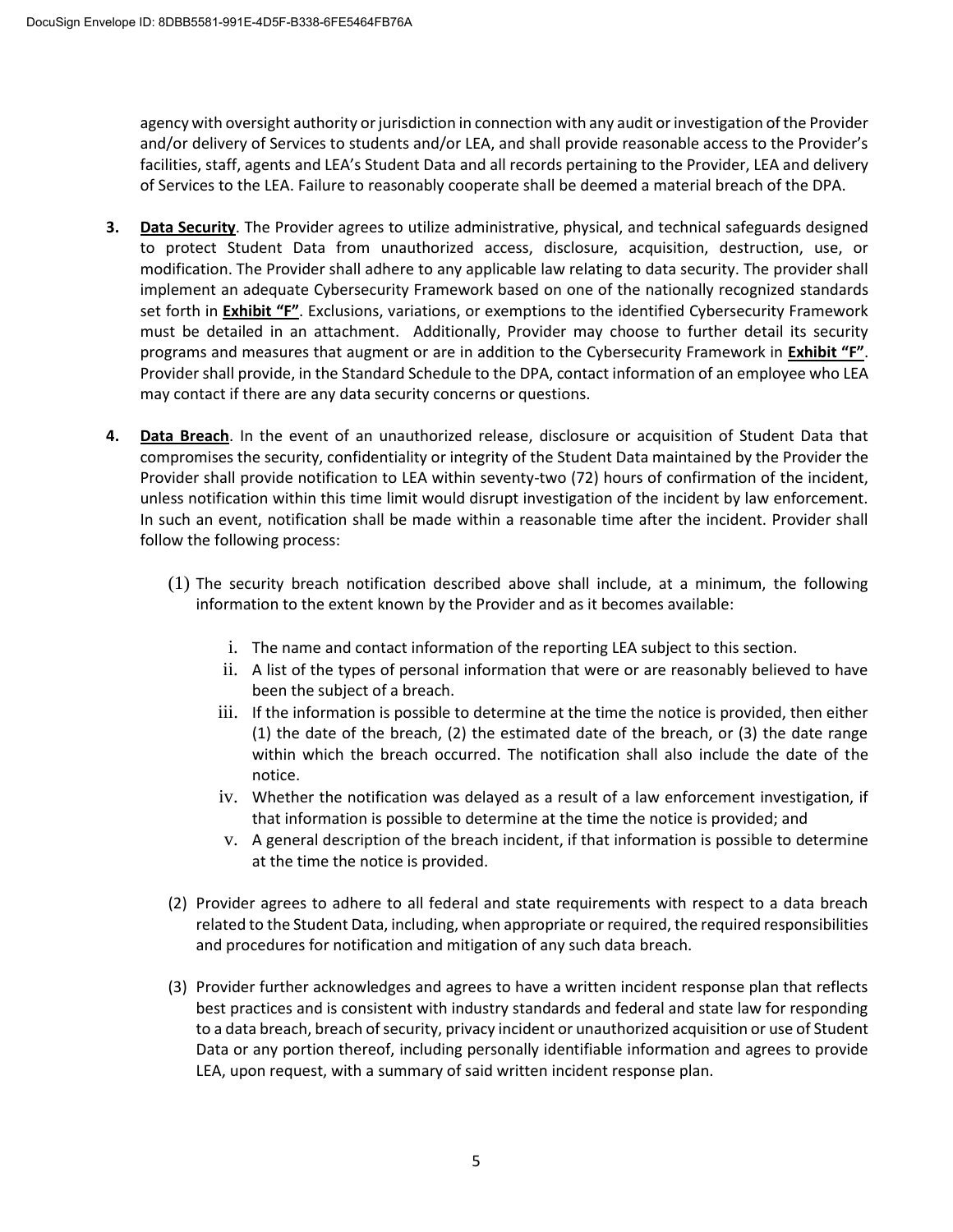agency with oversight authority or jurisdiction in connection with any audit or investigation of the Provider and/or delivery of Services to students and/or LEA, and shall provide reasonable access to the Provider's facilities, staff, agents and LEA's Student Data and all records pertaining to the Provider, LEA and delivery of Services to the LEA. Failure to reasonably cooperate shall be deemed a material breach of the DPA.

3. **Data Security**. The Provider agrees to utilize administrative, physical, and technical safeguards designed to protect Student Data from unauthorized access, disclosure, acquisition, destruction, use, or modification. The Provider shall adhere to any applicable law relating to data security. The provider shall implement an adequate Cybersecurity Framework based on one of the nationally recognized standards set forth in **Exhibit "F"**. Exclusions, variations, or exemptions to the identified Cybersecurity Framework must be detailed in an attachment. Additionally, Provider may choose to further detail its security programs and measures that augment or are in addition to the Cybersecurity Framework in **Exhibit "F"**. Provider shall provide, in the Standard Schedule to the DPA, contact information of an employee who LEA may contact if there are any data security concerns or questions.

4. **Data Breach**. In the event of an unauthorized release, disclosure or acquisition of Student Data that compromises the security, confidentiality or integrity of the Student Data maintained by the Provider the Provider shall provide notification to LEA within seventy-two (72) hours of confirmation of the incident, unless notification within this time limit would disrupt investigation of the incident by law enforcement. In such an event, notification shall be made within a reasonable time after the incident. Provider shall follow the following process:

   (1) The security breach notification described above shall include, at a minimum, the following information to the extent known by the Provider and as it becomes available:

      i. The name and contact information of the reporting LEA subject to this section.
      ii. A list of the types of personal information that were or are reasonably believed to have been the subject of a breach.
      iii. If the information is possible to determine at the time the notice is provided, then either (1) the date of the breach, (2) the estimated date of the breach, or (3) the date range within which the breach occurred. The notification shall also include the date of the notice.
      iv. Whether the notification was delayed as a result of a law enforcement investigation, if that information is possible to determine at the time the notice is provided; and
      v. A general description of the breach incident, if that information is possible to determine at the time the notice is provided.

   (2) Provider agrees to adhere to all federal and state requirements with respect to a data breach related to the Student Data, including, when appropriate or required, the required responsibilities and procedures for notification and mitigation of any such data breach.

   (3) Provider further acknowledges and agrees to have a written incident response plan that reflects best practices and is consistent with industry standards and federal and state law for responding to a data breach, breach of security, privacy incident or unauthorized acquisition or use of Student Data or any portion thereof, including personally identifiable information and agrees to provide LEA, upon request, with a summary of said written incident response plan.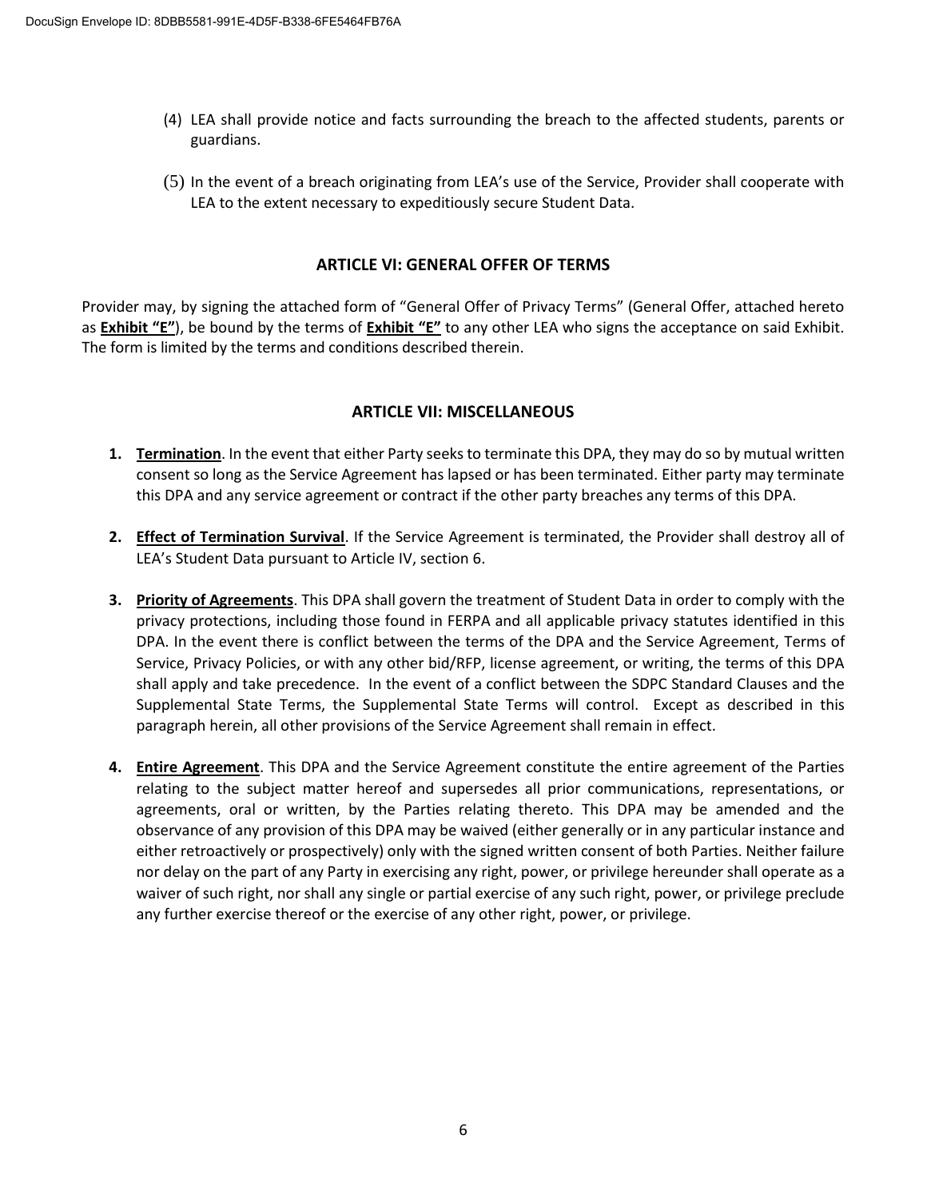(4) LEA shall provide notice and facts surrounding the breach to the affected students, parents or guardians.

(5) In the event of a breach originating from LEA's use of the Service, Provider shall cooperate with LEA to the extent necessary to expeditiously secure Student Data.

## ARTICLE VI: GENERAL OFFER OF TERMS

Provider may, by signing the attached form of "General Offer of Privacy Terms" (General Offer, attached hereto as **Exhibit "E"**), be bound by the terms of **Exhibit "E"** to any other LEA who signs the acceptance on said Exhibit. The form is limited by the terms and conditions described therein.

## ARTICLE VII: MISCELLANEOUS

1. **Termination**. In the event that either Party seeks to terminate this DPA, they may do so by mutual written consent so long as the Service Agreement has lapsed or has been terminated. Either party may terminate this DPA and any service agreement or contract if the other party breaches any terms of this DPA.

2. **Effect of Termination Survival**. If the Service Agreement is terminated, the Provider shall destroy all of LEA's Student Data pursuant to Article IV, section 6.

3. **Priority of Agreements**. This DPA shall govern the treatment of Student Data in order to comply with the privacy protections, including those found in FERPA and all applicable privacy statutes identified in this DPA. In the event there is conflict between the terms of the DPA and the Service Agreement, Terms of Service, Privacy Policies, or with any other bid/RFP, license agreement, or writing, the terms of this DPA shall apply and take precedence. In the event of a conflict between the SDPC Standard Clauses and the Supplemental State Terms, the Supplemental State Terms will control. Except as described in this paragraph herein, all other provisions of the Service Agreement shall remain in effect.

4. **Entire Agreement**. This DPA and the Service Agreement constitute the entire agreement of the Parties relating to the subject matter hereof and supersedes all prior communications, representations, or agreements, oral or written, by the Parties relating thereto. This DPA may be amended and the observance of any provision of this DPA may be waived (either generally or in any particular instance and either retroactively or prospectively) only with the signed written consent of both Parties. Neither failure nor delay on the part of any Party in exercising any right, power, or privilege hereunder shall operate as a waiver of such right, nor shall any single or partial exercise of any such right, power, or privilege preclude any further exercise thereof or the exercise of any other right, power, or privilege.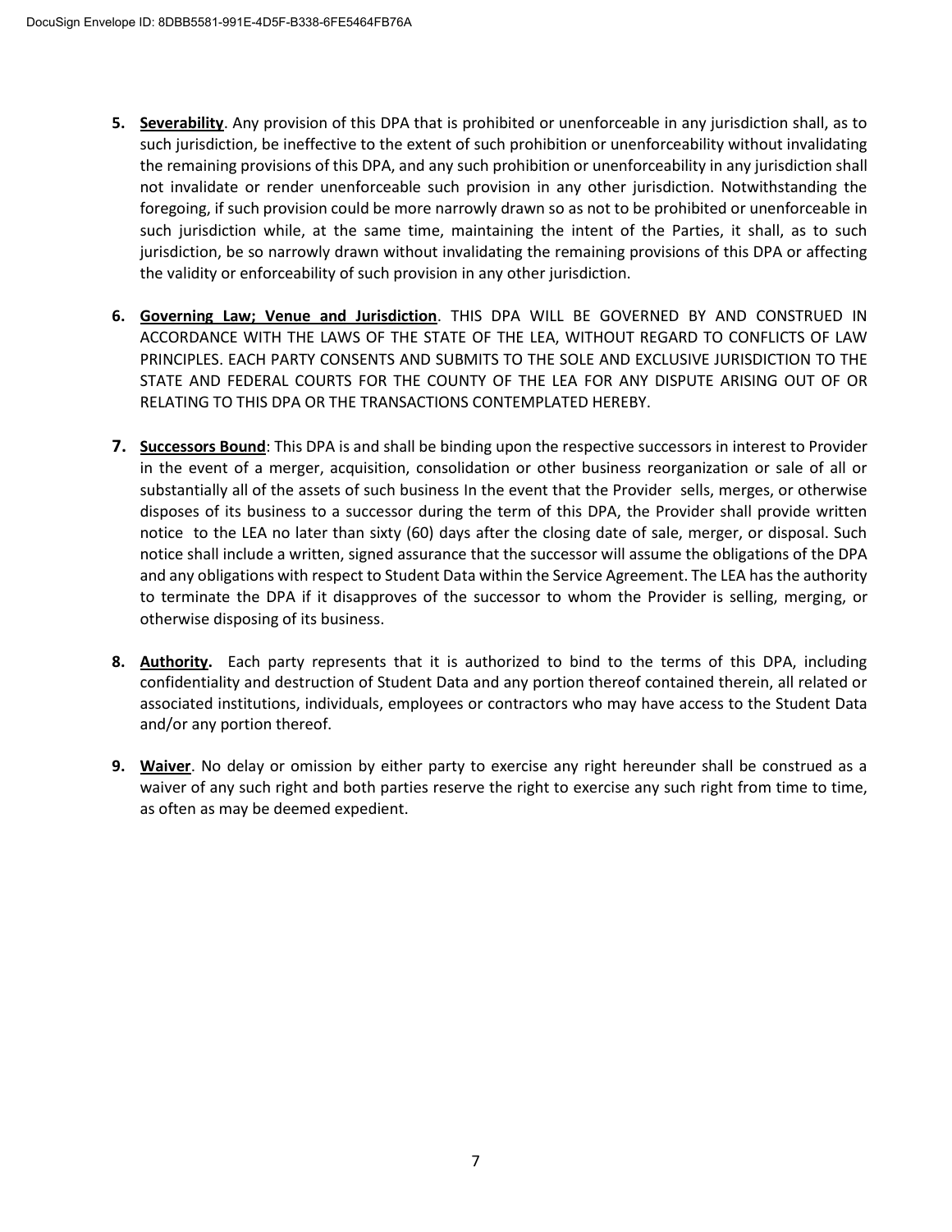5. **Severability**. Any provision of this DPA that is prohibited or unenforceable in any jurisdiction shall, as to such jurisdiction, be ineffective to the extent of such prohibition or unenforceability without invalidating the remaining provisions of this DPA, and any such prohibition or unenforceability in any jurisdiction shall not invalidate or render unenforceable such provision in any other jurisdiction. Notwithstanding the foregoing, if such provision could be more narrowly drawn so as not to be prohibited or unenforceable in such jurisdiction while, at the same time, maintaining the intent of the Parties, it shall, as to such jurisdiction, be so narrowly drawn without invalidating the remaining provisions of this DPA or affecting the validity or enforceability of such provision in any other jurisdiction.

6. **Governing Law; Venue and Jurisdiction**. THIS DPA WILL BE GOVERNED BY AND CONSTRUED IN ACCORDANCE WITH THE LAWS OF THE STATE OF THE LEA, WITHOUT REGARD TO CONFLICTS OF LAW PRINCIPLES. EACH PARTY CONSENTS AND SUBMITS TO THE SOLE AND EXCLUSIVE JURISDICTION TO THE STATE AND FEDERAL COURTS FOR THE COUNTY OF THE LEA FOR ANY DISPUTE ARISING OUT OF OR RELATING TO THIS DPA OR THE TRANSACTIONS CONTEMPLATED HEREBY.

7. **Successors Bound**: This DPA is and shall be binding upon the respective successors in interest to Provider in the event of a merger, acquisition, consolidation or other business reorganization or sale of all or substantially all of the assets of such business In the event that the Provider sells, merges, or otherwise disposes of its business to a successor during the term of this DPA, the Provider shall provide written notice to the LEA no later than sixty (60) days after the closing date of sale, merger, or disposal. Such notice shall include a written, signed assurance that the successor will assume the obligations of the DPA and any obligations with respect to Student Data within the Service Agreement. The LEA has the authority to terminate the DPA if it disapproves of the successor to whom the Provider is selling, merging, or otherwise disposing of its business.

8. **Authority.** Each party represents that it is authorized to bind to the terms of this DPA, including confidentiality and destruction of Student Data and any portion thereof contained therein, all related or associated institutions, individuals, employees or contractors who may have access to the Student Data and/or any portion thereof.

9. **Waiver**. No delay or omission by either party to exercise any right hereunder shall be construed as a waiver of any such right and both parties reserve the right to exercise any such right from time to time, as often as may be deemed expedient.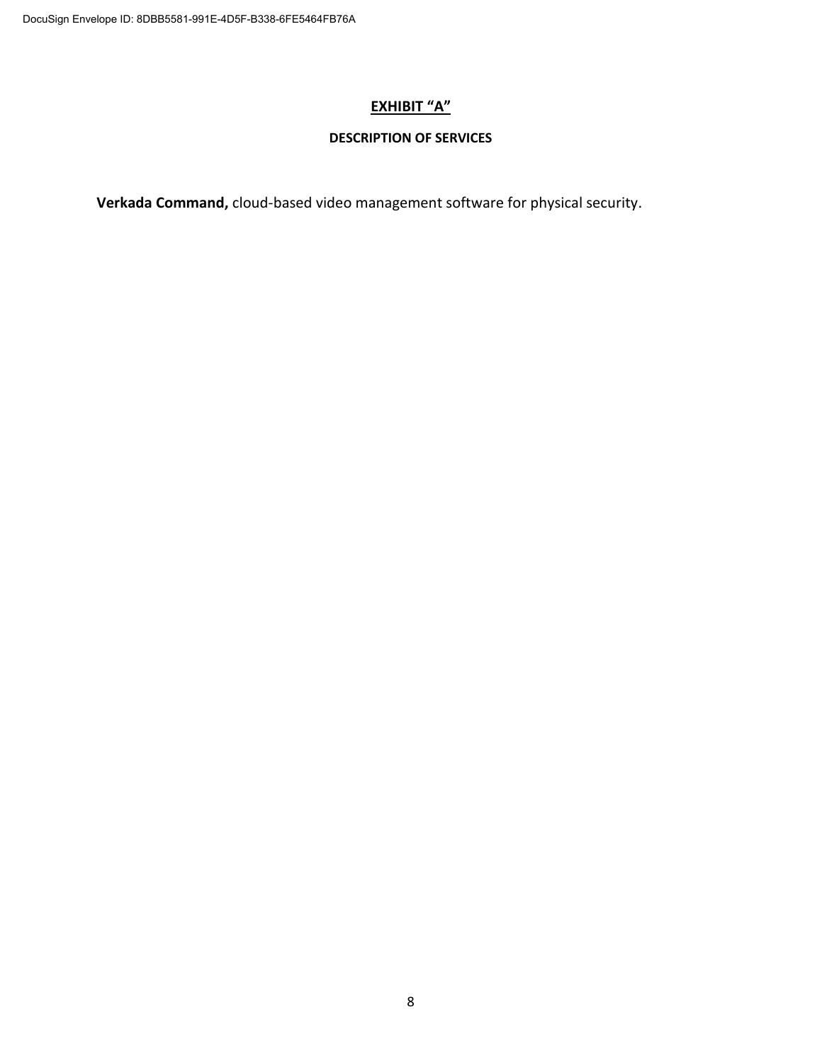## EXHIBIT "A"

### DESCRIPTION OF SERVICES

**Verkada Command,** cloud-based video management software for physical security.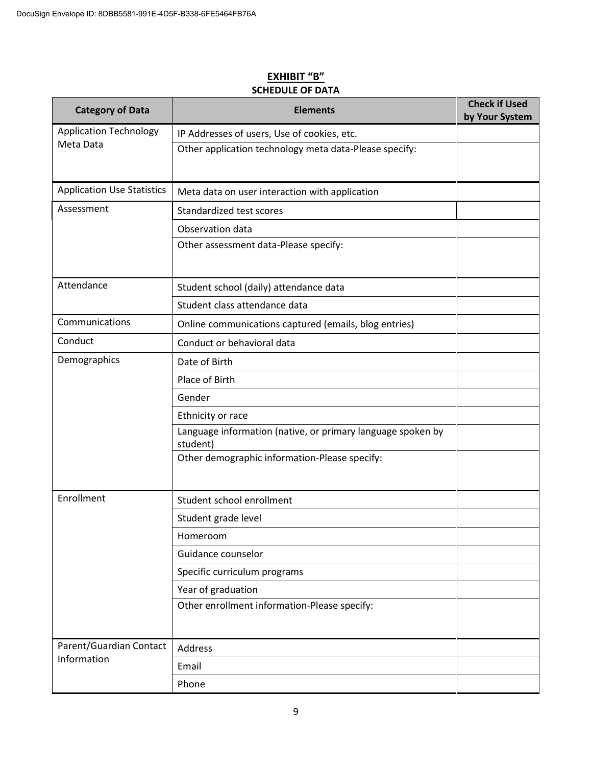## EXHIBIT "B"

**SCHEDULE OF DATA**

| Category of Data | Elements | Check if Used by Your System |
|---|---|---|
| Application Technology Meta Data | IP Addresses of users, Use of cookies, etc. | |
| | Other application technology meta data-Please specify: | |
| Application Use Statistics | Meta data on user interaction with application | |
| Assessment | Standardized test scores | |
| | Observation data | |
| | Other assessment data-Please specify: | |
| Attendance | Student school (daily) attendance data | |
| | Student class attendance data | |
| Communications | Online communications captured (emails, blog entries) | |
| Conduct | Conduct or behavioral data | |
| Demographics | Date of Birth | |
| | Place of Birth | |
| | Gender | |
| | Ethnicity or race | |
| | Language information (native, or primary language spoken by student) | |
| | Other demographic information-Please specify: | |
| Enrollment | Student school enrollment | |
| | Student grade level | |
| | Homeroom | |
| | Guidance counselor | |
| | Specific curriculum programs | |
| | Year of graduation | |
| | Other enrollment information-Please specify: | |
| Parent/Guardian Contact Information | Address | |
| | Email | |
| | Phone | |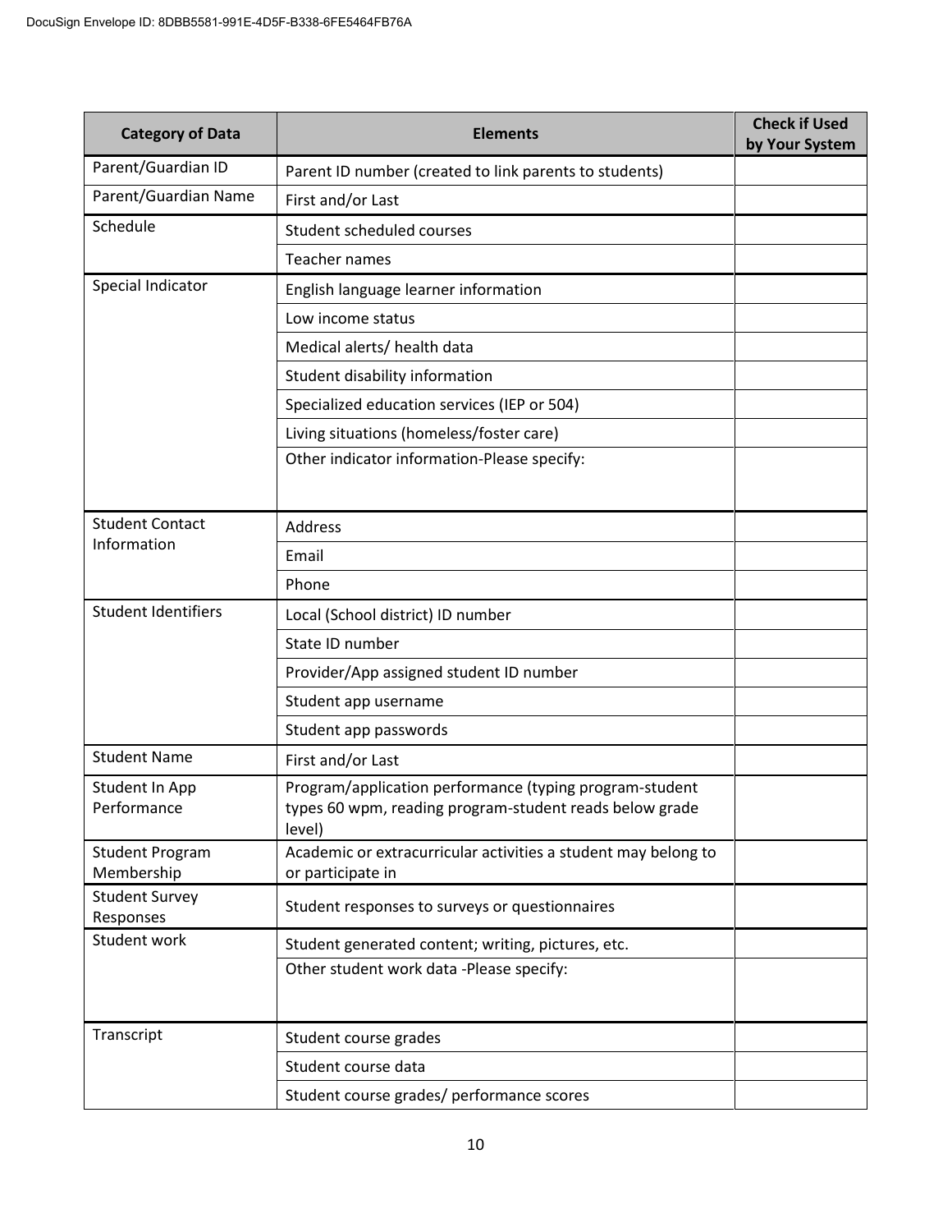| Category of Data | Elements | Check if Used by Your System |
|---|---|---|
| Parent/Guardian ID | Parent ID number (created to link parents to students) | |
| Parent/Guardian Name | First and/or Last | |
| Schedule | Student scheduled courses | |
| | Teacher names | |
| Special Indicator | English language learner information | |
| | Low income status | |
| | Medical alerts/ health data | |
| | Student disability information | |
| | Specialized education services (IEP or 504) | |
| | Living situations (homeless/foster care) | |
| | Other indicator information-Please specify: | |
| Student Contact Information | Address | |
| | Email | |
| | Phone | |
| Student Identifiers | Local (School district) ID number | |
| | State ID number | |
| | Provider/App assigned student ID number | |
| | Student app username | |
| | Student app passwords | |
| Student Name | First and/or Last | |
| Student In App Performance | Program/application performance (typing program-student types 60 wpm, reading program-student reads below grade level) | |
| Student Program Membership | Academic or extracurricular activities a student may belong to or participate in | |
| Student Survey Responses | Student responses to surveys or questionnaires | |
| Student work | Student generated content; writing, pictures, etc. | |
| | Other student work data -Please specify: | |
| Transcript | Student course grades | |
| | Student course data | |
| | Student course grades/ performance scores | |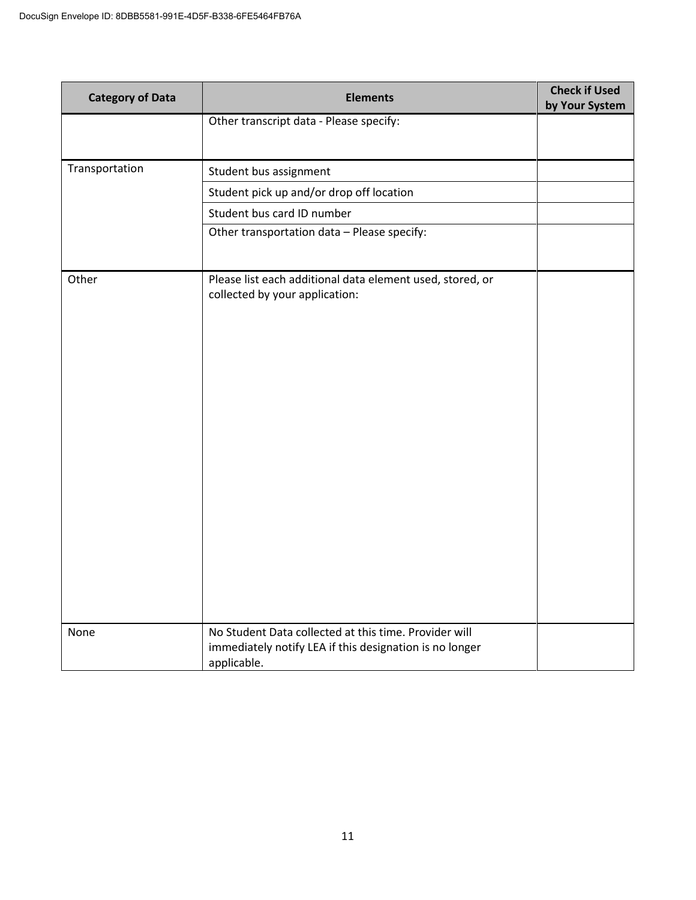| Category of Data | Elements | Check if Used by Your System |
|---|---|---|
| | Other transcript data - Please specify: | |
| Transportation | Student bus assignment | |
| | Student pick up and/or drop off location | |
| | Student bus card ID number | |
| | Other transportation data – Please specify: | |
| Other | Please list each additional data element used, stored, or collected by your application: | |
| None | No Student Data collected at this time. Provider will immediately notify LEA if this designation is no longer applicable. | |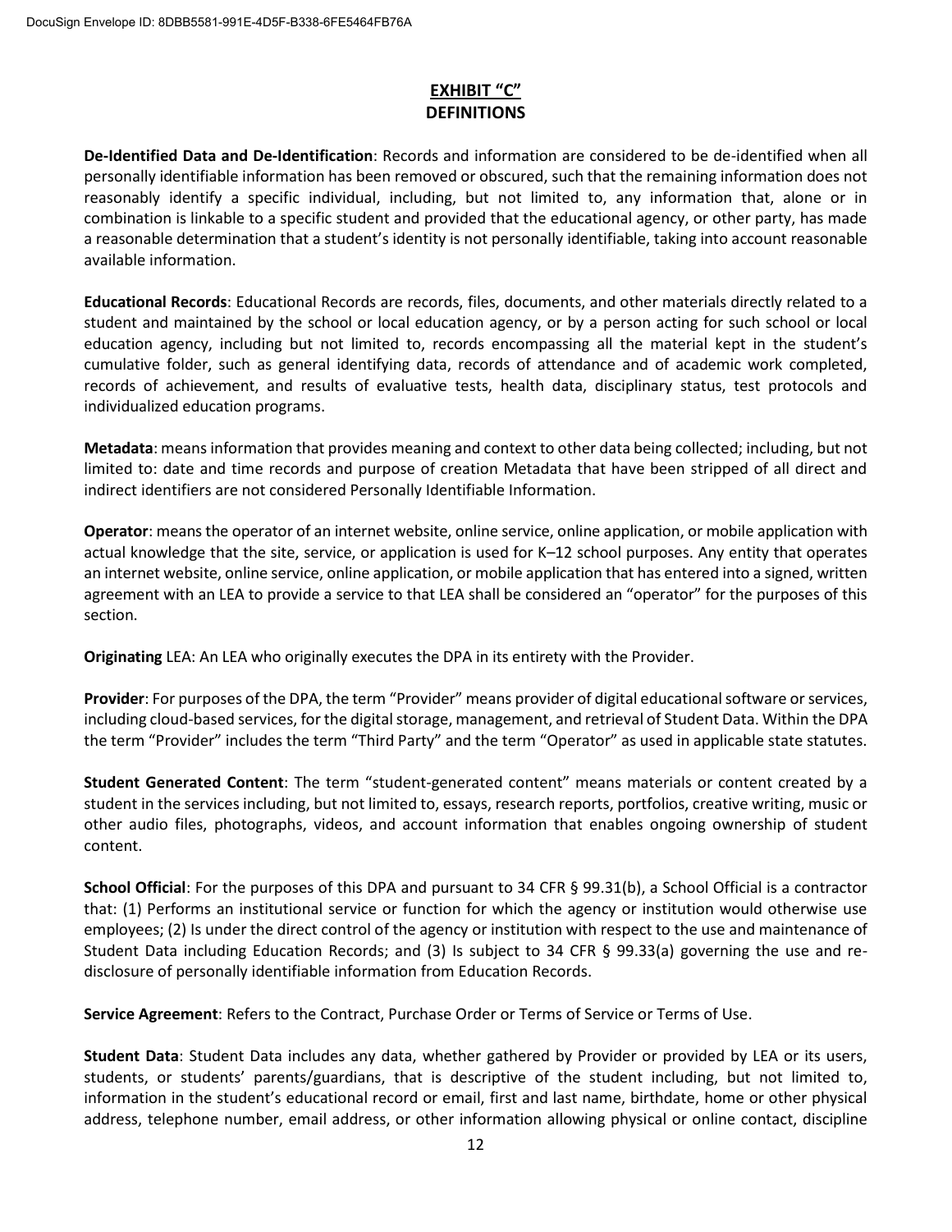# EXHIBIT "C"
## DEFINITIONS

**De-Identified Data and De-Identification**: Records and information are considered to be de-identified when all personally identifiable information has been removed or obscured, such that the remaining information does not reasonably identify a specific individual, including, but not limited to, any information that, alone or in combination is linkable to a specific student and provided that the educational agency, or other party, has made a reasonable determination that a student's identity is not personally identifiable, taking into account reasonable available information.

**Educational Records**: Educational Records are records, files, documents, and other materials directly related to a student and maintained by the school or local education agency, or by a person acting for such school or local education agency, including but not limited to, records encompassing all the material kept in the student's cumulative folder, such as general identifying data, records of attendance and of academic work completed, records of achievement, and results of evaluative tests, health data, disciplinary status, test protocols and individualized education programs.

**Metadata**: means information that provides meaning and context to other data being collected; including, but not limited to: date and time records and purpose of creation Metadata that have been stripped of all direct and indirect identifiers are not considered Personally Identifiable Information.

**Operator**: means the operator of an internet website, online service, online application, or mobile application with actual knowledge that the site, service, or application is used for K–12 school purposes. Any entity that operates an internet website, online service, online application, or mobile application that has entered into a signed, written agreement with an LEA to provide a service to that LEA shall be considered an "operator" for the purposes of this section.

**Originating** LEA: An LEA who originally executes the DPA in its entirety with the Provider.

**Provider**: For purposes of the DPA, the term "Provider" means provider of digital educational software or services, including cloud-based services, for the digital storage, management, and retrieval of Student Data. Within the DPA the term "Provider" includes the term "Third Party" and the term "Operator" as used in applicable state statutes.

**Student Generated Content**: The term "student-generated content" means materials or content created by a student in the services including, but not limited to, essays, research reports, portfolios, creative writing, music or other audio files, photographs, videos, and account information that enables ongoing ownership of student content.

**School Official**: For the purposes of this DPA and pursuant to 34 CFR § 99.31(b), a School Official is a contractor that: (1) Performs an institutional service or function for which the agency or institution would otherwise use employees; (2) Is under the direct control of the agency or institution with respect to the use and maintenance of Student Data including Education Records; and (3) Is subject to 34 CFR § 99.33(a) governing the use and re-disclosure of personally identifiable information from Education Records.

**Service Agreement**: Refers to the Contract, Purchase Order or Terms of Service or Terms of Use.

**Student Data**: Student Data includes any data, whether gathered by Provider or provided by LEA or its users, students, or students' parents/guardians, that is descriptive of the student including, but not limited to, information in the student's educational record or email, first and last name, birthdate, home or other physical address, telephone number, email address, or other information allowing physical or online contact, discipline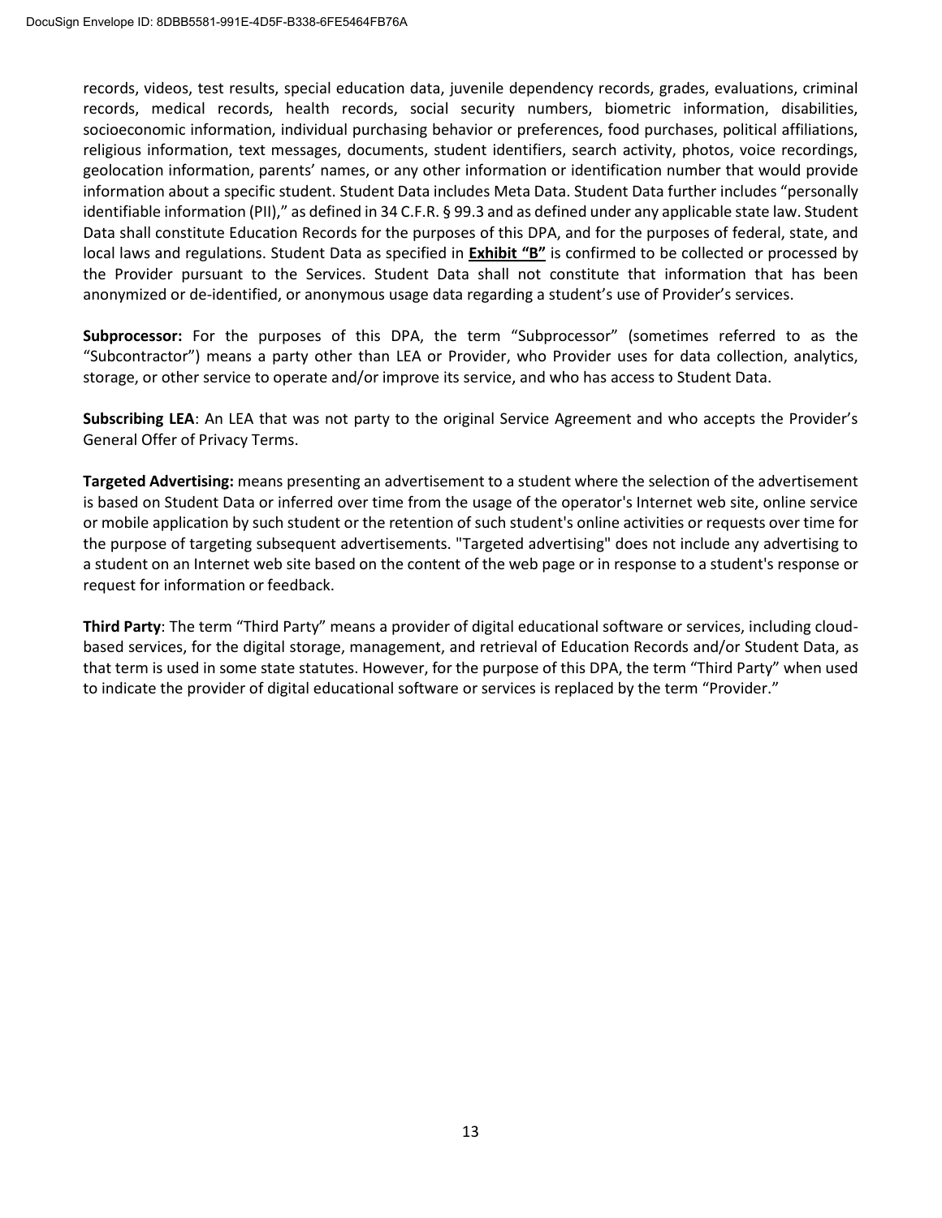records, videos, test results, special education data, juvenile dependency records, grades, evaluations, criminal records, medical records, health records, social security numbers, biometric information, disabilities, socioeconomic information, individual purchasing behavior or preferences, food purchases, political affiliations, religious information, text messages, documents, student identifiers, search activity, photos, voice recordings, geolocation information, parents' names, or any other information or identification number that would provide information about a specific student. Student Data includes Meta Data. Student Data further includes "personally identifiable information (PII)," as defined in 34 C.F.R. § 99.3 and as defined under any applicable state law. Student Data shall constitute Education Records for the purposes of this DPA, and for the purposes of federal, state, and local laws and regulations. Student Data as specified in **Exhibit "B"** is confirmed to be collected or processed by the Provider pursuant to the Services. Student Data shall not constitute that information that has been anonymized or de-identified, or anonymous usage data regarding a student's use of Provider's services.

**Subprocessor:** For the purposes of this DPA, the term "Subprocessor" (sometimes referred to as the "Subcontractor") means a party other than LEA or Provider, who Provider uses for data collection, analytics, storage, or other service to operate and/or improve its service, and who has access to Student Data.

**Subscribing LEA**: An LEA that was not party to the original Service Agreement and who accepts the Provider's General Offer of Privacy Terms.

**Targeted Advertising:** means presenting an advertisement to a student where the selection of the advertisement is based on Student Data or inferred over time from the usage of the operator's Internet web site, online service or mobile application by such student or the retention of such student's online activities or requests over time for the purpose of targeting subsequent advertisements. "Targeted advertising" does not include any advertising to a student on an Internet web site based on the content of the web page or in response to a student's response or request for information or feedback.

**Third Party**: The term "Third Party" means a provider of digital educational software or services, including cloud-based services, for the digital storage, management, and retrieval of Education Records and/or Student Data, as that term is used in some state statutes. However, for the purpose of this DPA, the term "Third Party" when used to indicate the provider of digital educational software or services is replaced by the term "Provider."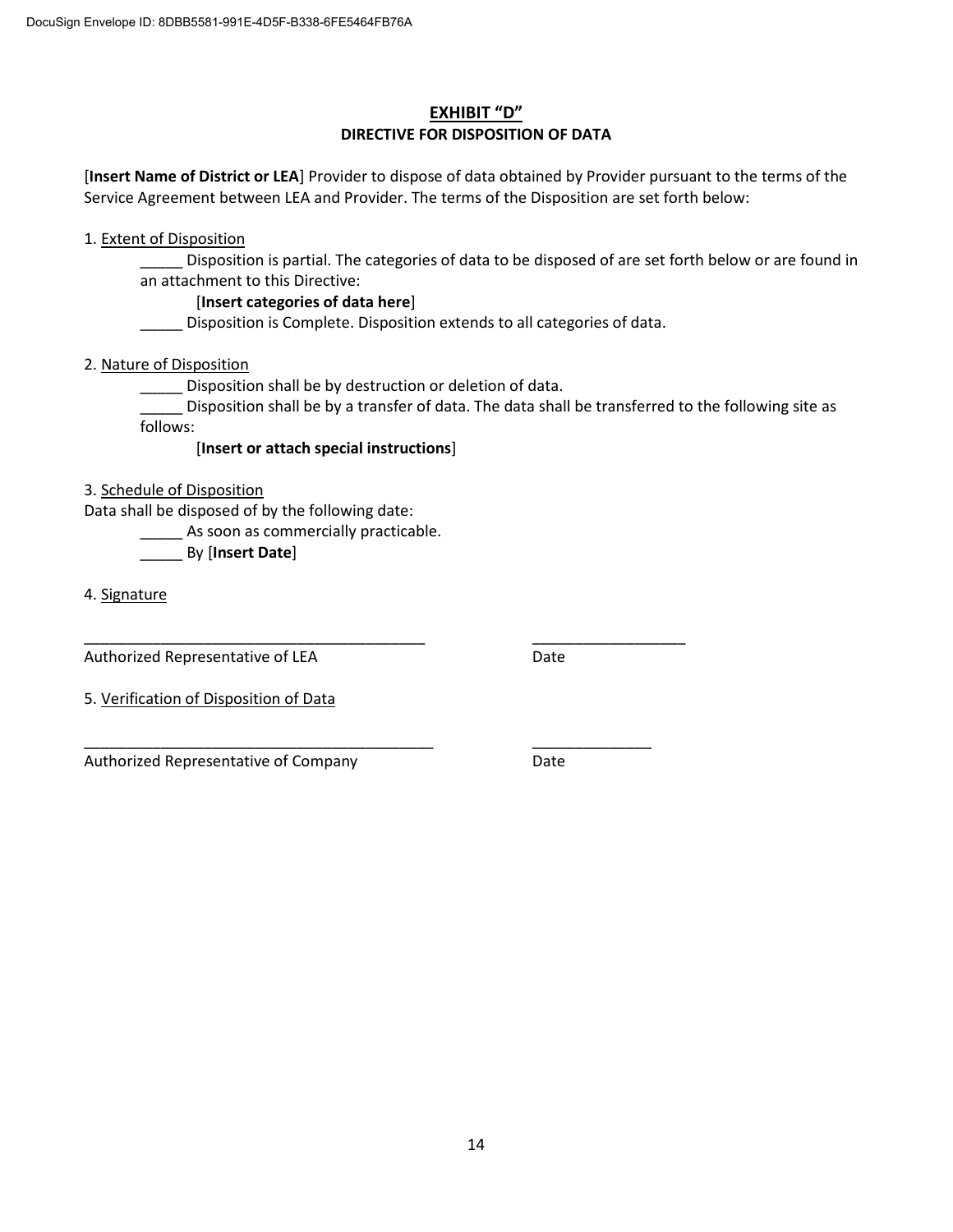# EXHIBIT "D"

## DIRECTIVE FOR DISPOSITION OF DATA

[**Insert Name of District or LEA**] Provider to dispose of data obtained by Provider pursuant to the terms of the Service Agreement between LEA and Provider. The terms of the Disposition are set forth below:

1. Extent of Disposition

_____ Disposition is partial. The categories of data to be disposed of are set forth below or are found in an attachment to this Directive:

[**Insert categories of data here**]

_____ Disposition is Complete. Disposition extends to all categories of data.

2. Nature of Disposition

_____ Disposition shall be by destruction or deletion of data.

_____ Disposition shall be by a transfer of data. The data shall be transferred to the following site as follows:

[**Insert or attach special instructions**]

3. Schedule of Disposition

Data shall be disposed of by the following date:

_____ As soon as commercially practicable.

_____ By [**Insert Date**]

4. Signature

_________________________________________ __________________

Authorized Representative of LEA Date

5. Verification of Disposition of Data

__________________________________________ ______________

Authorized Representative of Company Date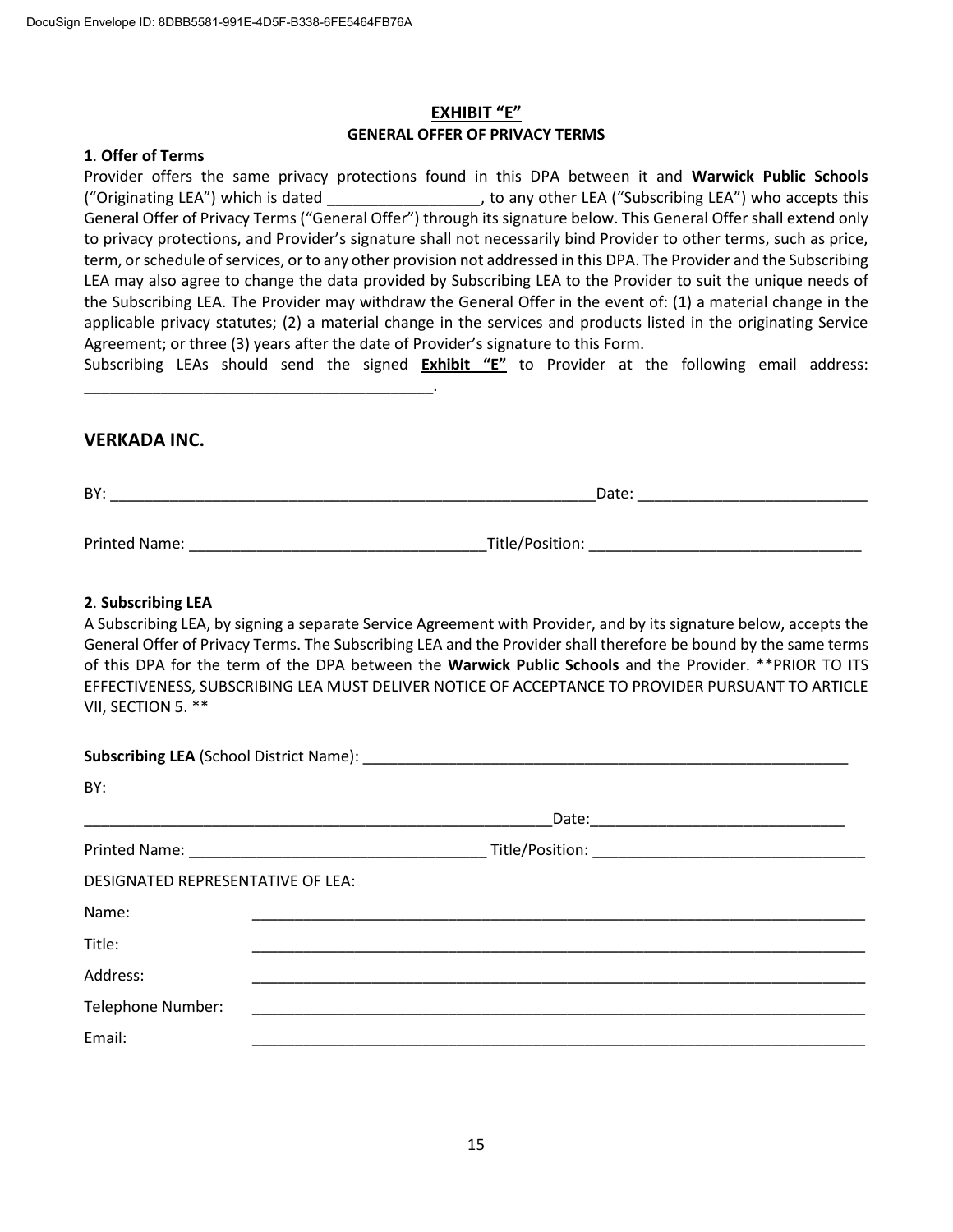## EXHIBIT "E"

### GENERAL OFFER OF PRIVACY TERMS

**1. Offer of Terms**

Provider offers the same privacy protections found in this DPA between it and **Warwick Public Schools** ("Originating LEA") which is dated __________________, to any other LEA ("Subscribing LEA") who accepts this General Offer of Privacy Terms ("General Offer") through its signature below. This General Offer shall extend only to privacy protections, and Provider's signature shall not necessarily bind Provider to other terms, such as price, term, or schedule of services, or to any other provision not addressed in this DPA. The Provider and the Subscribing LEA may also agree to change the data provided by Subscribing LEA to the Provider to suit the unique needs of the Subscribing LEA. The Provider may withdraw the General Offer in the event of: (1) a material change in the applicable privacy statutes; (2) a material change in the services and products listed in the originating Service Agreement; or three (3) years after the date of Provider's signature to this Form.

Subscribing LEAs should send the signed **Exhibit "E"** to Provider at the following email address: __________________________________________.

**VERKADA INC.**

BY: ____________________________________________________________ Date: ____________________________

Printed Name: ___________________________________ Title/Position: _________________________________

**2. Subscribing LEA**

A Subscribing LEA, by signing a separate Service Agreement with Provider, and by its signature below, accepts the General Offer of Privacy Terms. The Subscribing LEA and the Provider shall therefore be bound by the same terms of this DPA for the term of the DPA between the **Warwick Public Schools** and the Provider. **PRIOR TO ITS EFFECTIVENESS, SUBSCRIBING LEA MUST DELIVER NOTICE OF ACCEPTANCE TO PROVIDER PURSUANT TO ARTICLE VII, SECTION 5. **

**Subscribing LEA** (School District Name): ____________________________________________________________

BY:

____________________________________________________________ Date: ______________________________

Printed Name: ___________________________________ Title/Position: _________________________________

DESIGNATED REPRESENTATIVE OF LEA:

Name: ____________________________________________________________________________

Title: ____________________________________________________________________________

Address: ____________________________________________________________________________

Telephone Number: ____________________________________________________________________________

Email: ____________________________________________________________________________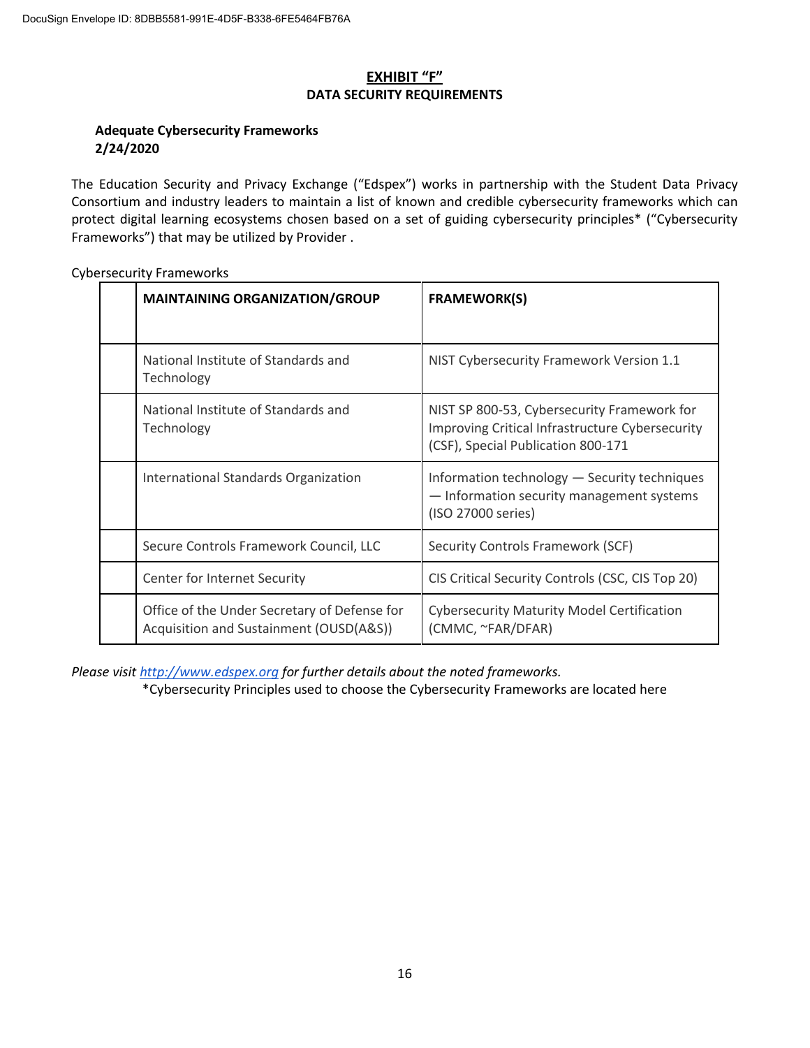# EXHIBIT "F"
## DATA SECURITY REQUIREMENTS

**Adequate Cybersecurity Frameworks**
**2/24/2020**

The Education Security and Privacy Exchange ("Edspex") works in partnership with the Student Data Privacy Consortium and industry leaders to maintain a list of known and credible cybersecurity frameworks which can protect digital learning ecosystems chosen based on a set of guiding cybersecurity principles* ("Cybersecurity Frameworks") that may be utilized by Provider .

Cybersecurity Frameworks

| | MAINTAINING ORGANIZATION/GROUP | FRAMEWORK(S) |
|---|---|---|
| | National Institute of Standards and Technology | NIST Cybersecurity Framework Version 1.1 |
| | National Institute of Standards and Technology | NIST SP 800-53, Cybersecurity Framework for Improving Critical Infrastructure Cybersecurity (CSF), Special Publication 800-171 |
| | International Standards Organization | Information technology — Security techniques — Information security management systems (ISO 27000 series) |
| | Secure Controls Framework Council, LLC | Security Controls Framework (SCF) |
| | Center for Internet Security | CIS Critical Security Controls (CSC, CIS Top 20) |
| | Office of the Under Secretary of Defense for Acquisition and Sustainment (OUSD(A&S)) | Cybersecurity Maturity Model Certification (CMMC, ~FAR/DFAR) |

*Please visit [http://www.edspex.org](http://www.edspex.org) for further details about the noted frameworks.*

*Cybersecurity Principles used to choose the Cybersecurity Frameworks are located here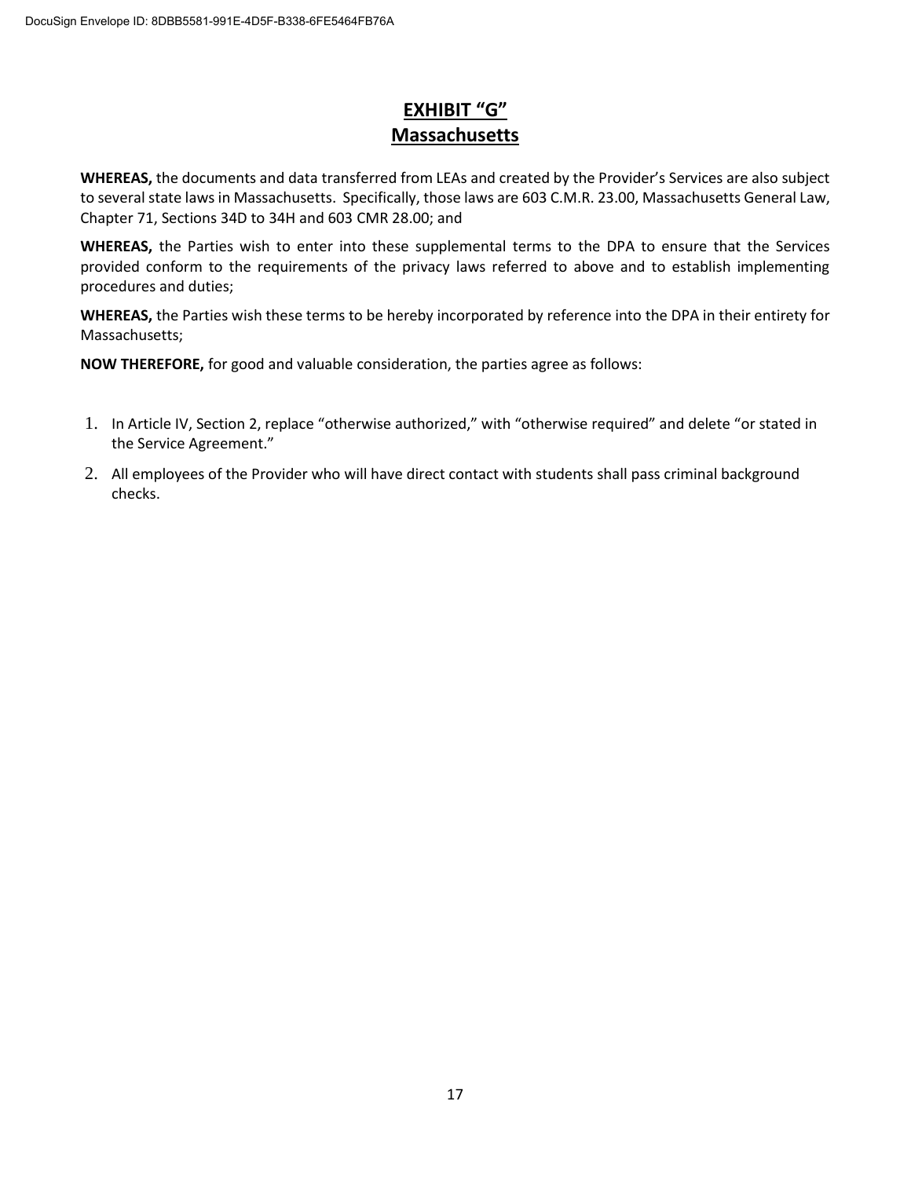# EXHIBIT "G"
## Massachusetts

**WHEREAS,** the documents and data transferred from LEAs and created by the Provider's Services are also subject to several state laws in Massachusetts. Specifically, those laws are 603 C.M.R. 23.00, Massachusetts General Law, Chapter 71, Sections 34D to 34H and 603 CMR 28.00; and

**WHEREAS,** the Parties wish to enter into these supplemental terms to the DPA to ensure that the Services provided conform to the requirements of the privacy laws referred to above and to establish implementing procedures and duties;

**WHEREAS,** the Parties wish these terms to be hereby incorporated by reference into the DPA in their entirety for Massachusetts;

**NOW THEREFORE,** for good and valuable consideration, the parties agree as follows:

1. In Article IV, Section 2, replace "otherwise authorized," with "otherwise required" and delete "or stated in the Service Agreement."
2. All employees of the Provider who will have direct contact with students shall pass criminal background checks.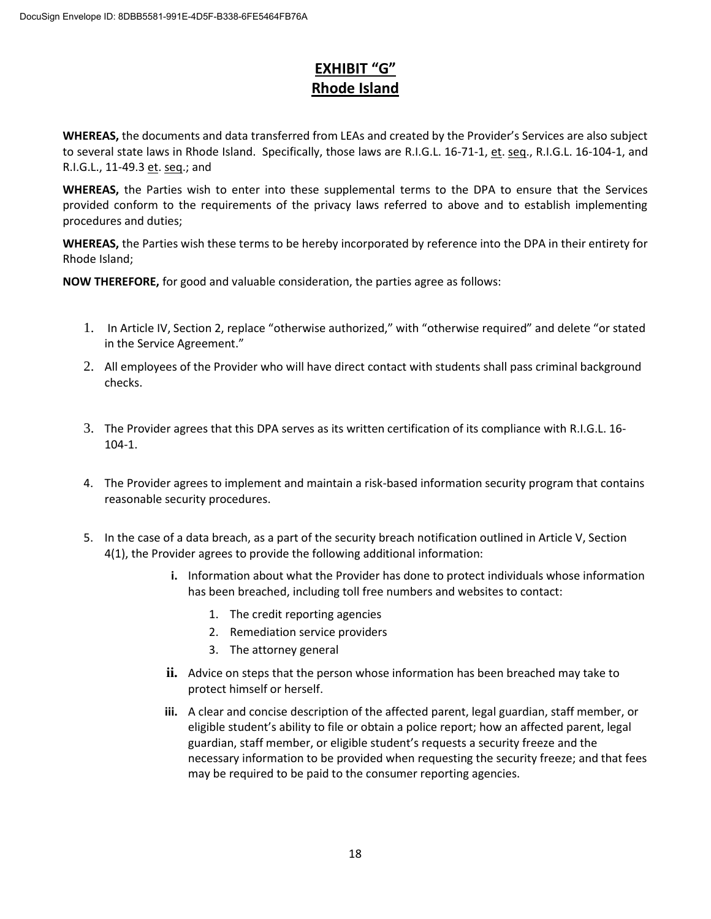# EXHIBIT "G"
## Rhode Island

**WHEREAS,** the documents and data transferred from LEAs and created by the Provider's Services are also subject to several state laws in Rhode Island. Specifically, those laws are R.I.G.L. 16-71-1, et. seq., R.I.G.L. 16-104-1, and R.I.G.L., 11-49.3 et. seq.; and

**WHEREAS,** the Parties wish to enter into these supplemental terms to the DPA to ensure that the Services provided conform to the requirements of the privacy laws referred to above and to establish implementing procedures and duties;

**WHEREAS,** the Parties wish these terms to be hereby incorporated by reference into the DPA in their entirety for Rhode Island;

**NOW THEREFORE,** for good and valuable consideration, the parties agree as follows:

1. In Article IV, Section 2, replace "otherwise authorized," with "otherwise required" and delete "or stated in the Service Agreement."
2. All employees of the Provider who will have direct contact with students shall pass criminal background checks.
3. The Provider agrees that this DPA serves as its written certification of its compliance with R.I.G.L. 16-104-1.
4. The Provider agrees to implement and maintain a risk-based information security program that contains reasonable security procedures.
5. In the case of a data breach, as a part of the security breach notification outlined in Article V, Section 4(1), the Provider agrees to provide the following additional information:
   - **i.** Information about what the Provider has done to protect individuals whose information has been breached, including toll free numbers and websites to contact:
     1. The credit reporting agencies
     2. Remediation service providers
     3. The attorney general
   - **ii.** Advice on steps that the person whose information has been breached may take to protect himself or herself.
   - **iii.** A clear and concise description of the affected parent, legal guardian, staff member, or eligible student's ability to file or obtain a police report; how an affected parent, legal guardian, staff member, or eligible student's requests a security freeze and the necessary information to be provided when requesting the security freeze; and that fees may be required to be paid to the consumer reporting agencies.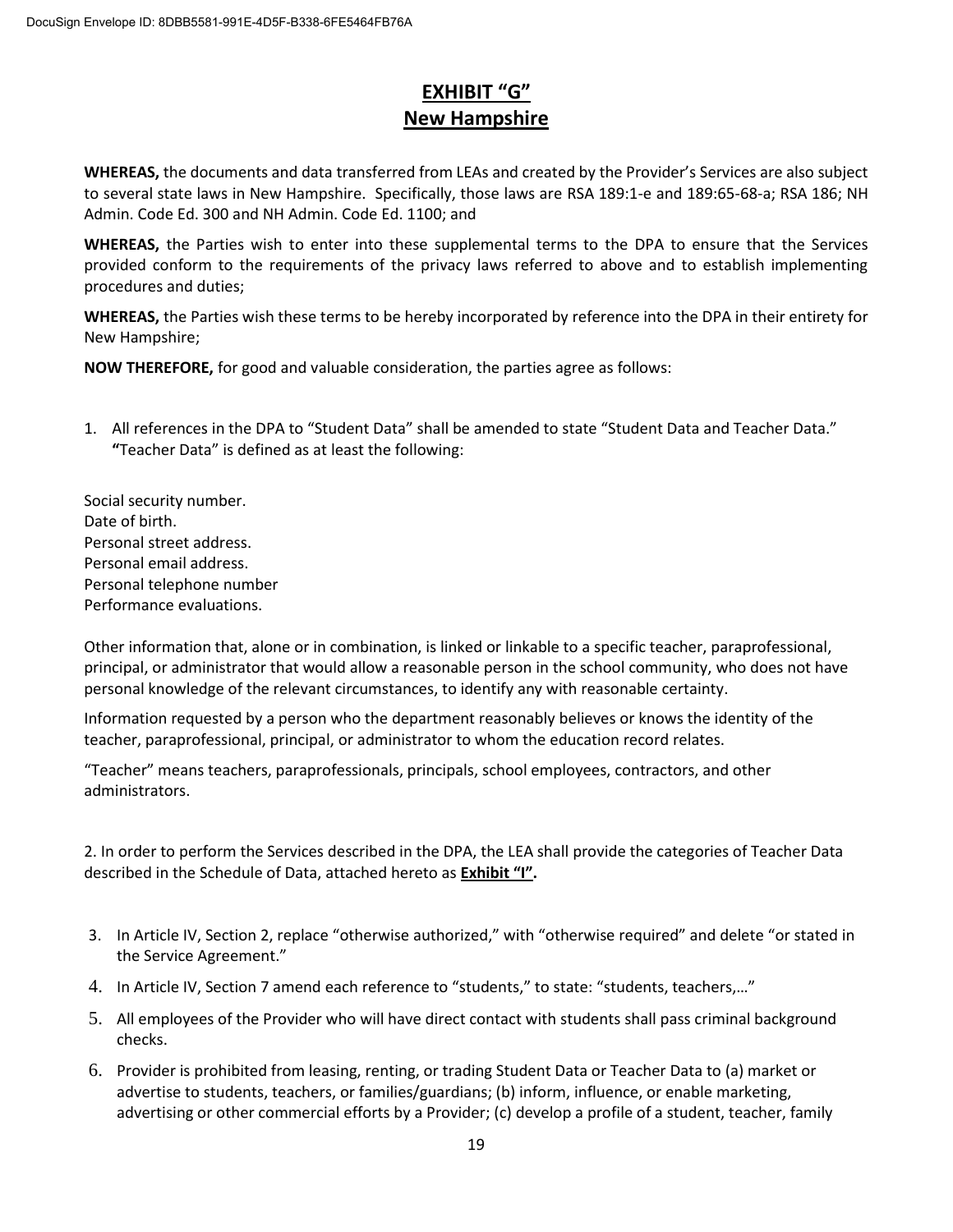## EXHIBIT "G"
## New Hampshire

**WHEREAS,** the documents and data transferred from LEAs and created by the Provider's Services are also subject to several state laws in New Hampshire. Specifically, those laws are RSA 189:1-e and 189:65-68-a; RSA 186; NH Admin. Code Ed. 300 and NH Admin. Code Ed. 1100; and

**WHEREAS,** the Parties wish to enter into these supplemental terms to the DPA to ensure that the Services provided conform to the requirements of the privacy laws referred to above and to establish implementing procedures and duties;

**WHEREAS,** the Parties wish these terms to be hereby incorporated by reference into the DPA in their entirety for New Hampshire;

**NOW THEREFORE,** for good and valuable consideration, the parties agree as follows:

1. All references in the DPA to "Student Data" shall be amended to state "Student Data and Teacher Data." **"**Teacher Data" is defined as at least the following:

Social security number.
Date of birth.
Personal street address.
Personal email address.
Personal telephone number
Performance evaluations.

Other information that, alone or in combination, is linked or linkable to a specific teacher, paraprofessional, principal, or administrator that would allow a reasonable person in the school community, who does not have personal knowledge of the relevant circumstances, to identify any with reasonable certainty.

Information requested by a person who the department reasonably believes or knows the identity of the teacher, paraprofessional, principal, or administrator to whom the education record relates.

"Teacher" means teachers, paraprofessionals, principals, school employees, contractors, and other administrators.

2. In order to perform the Services described in the DPA, the LEA shall provide the categories of Teacher Data described in the Schedule of Data, attached hereto as **Exhibit "I".**

3. In Article IV, Section 2, replace "otherwise authorized," with "otherwise required" and delete "or stated in the Service Agreement."
4. In Article IV, Section 7 amend each reference to "students," to state: "students, teachers,…"
5. All employees of the Provider who will have direct contact with students shall pass criminal background checks.
6. Provider is prohibited from leasing, renting, or trading Student Data or Teacher Data to (a) market or advertise to students, teachers, or families/guardians; (b) inform, influence, or enable marketing, advertising or other commercial efforts by a Provider; (c) develop a profile of a student, teacher, family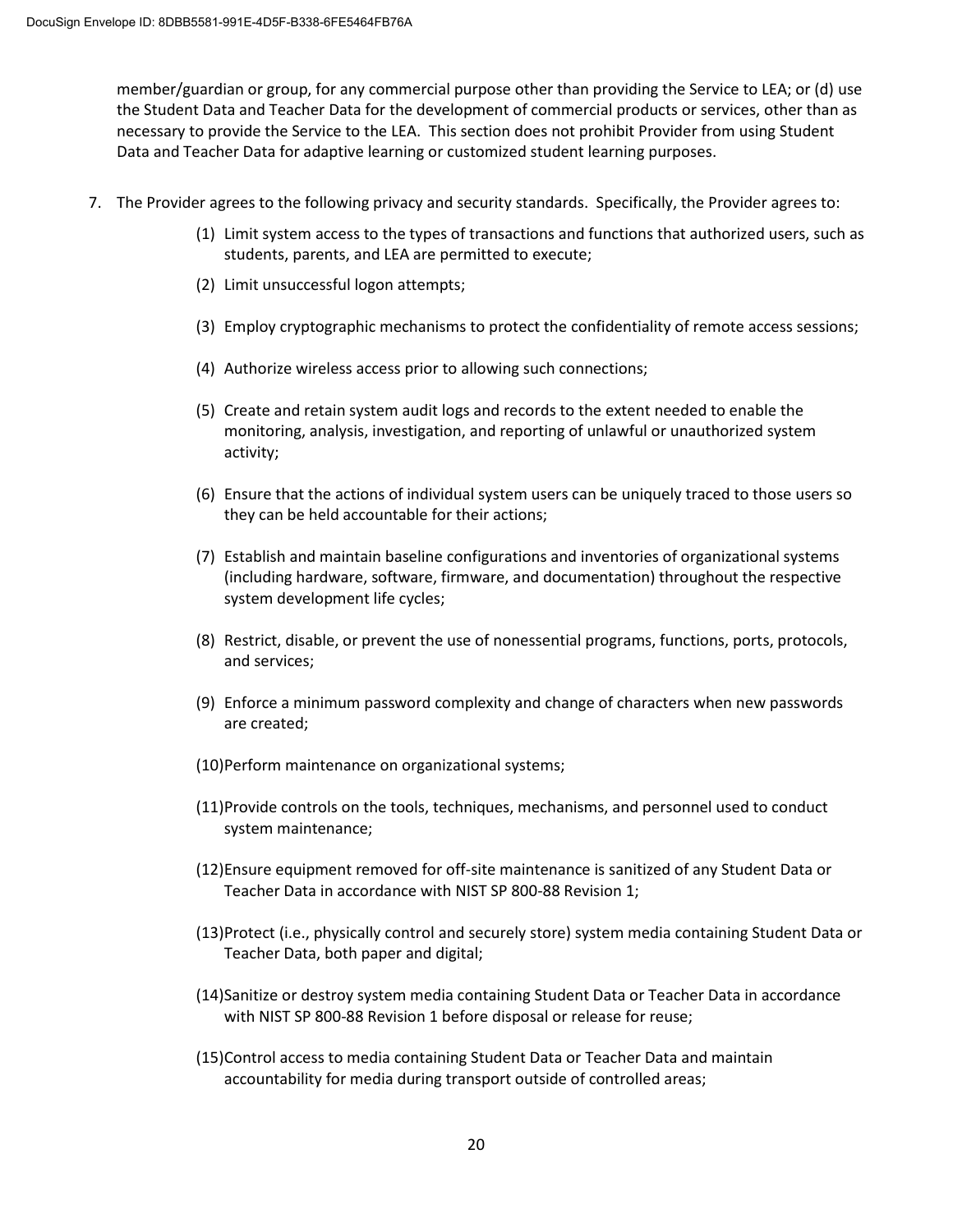member/guardian or group, for any commercial purpose other than providing the Service to LEA; or (d) use the Student Data and Teacher Data for the development of commercial products or services, other than as necessary to provide the Service to the LEA. This section does not prohibit Provider from using Student Data and Teacher Data for adaptive learning or customized student learning purposes.

7. The Provider agrees to the following privacy and security standards. Specifically, the Provider agrees to:

    (1) Limit system access to the types of transactions and functions that authorized users, such as students, parents, and LEA are permitted to execute;

    (2) Limit unsuccessful logon attempts;

    (3) Employ cryptographic mechanisms to protect the confidentiality of remote access sessions;

    (4) Authorize wireless access prior to allowing such connections;

    (5) Create and retain system audit logs and records to the extent needed to enable the monitoring, analysis, investigation, and reporting of unlawful or unauthorized system activity;

    (6) Ensure that the actions of individual system users can be uniquely traced to those users so they can be held accountable for their actions;

    (7) Establish and maintain baseline configurations and inventories of organizational systems (including hardware, software, firmware, and documentation) throughout the respective system development life cycles;

    (8) Restrict, disable, or prevent the use of nonessential programs, functions, ports, protocols, and services;

    (9) Enforce a minimum password complexity and change of characters when new passwords are created;

    (10) Perform maintenance on organizational systems;

    (11) Provide controls on the tools, techniques, mechanisms, and personnel used to conduct system maintenance;

    (12) Ensure equipment removed for off-site maintenance is sanitized of any Student Data or Teacher Data in accordance with NIST SP 800-88 Revision 1;

    (13) Protect (i.e., physically control and securely store) system media containing Student Data or Teacher Data, both paper and digital;

    (14) Sanitize or destroy system media containing Student Data or Teacher Data in accordance with NIST SP 800-88 Revision 1 before disposal or release for reuse;

    (15) Control access to media containing Student Data or Teacher Data and maintain accountability for media during transport outside of controlled areas;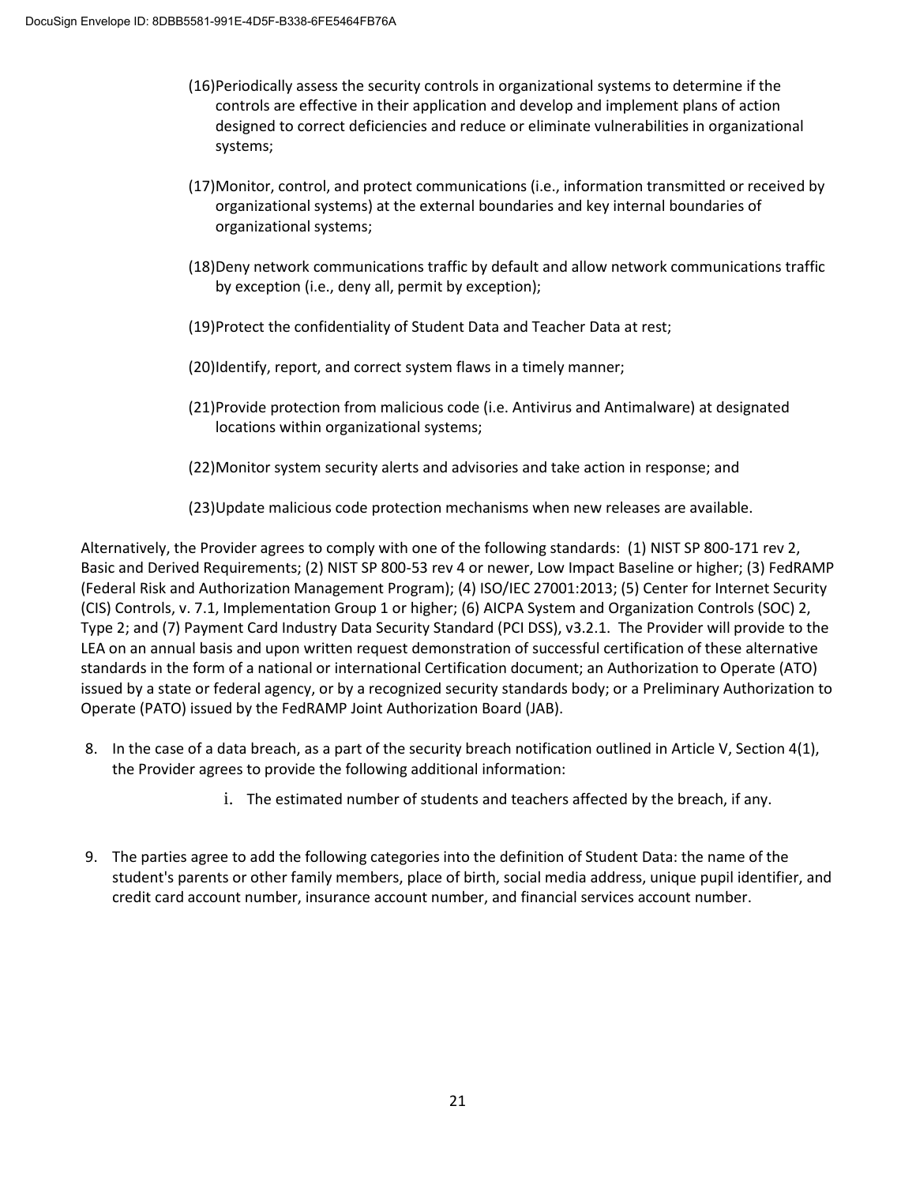(16) Periodically assess the security controls in organizational systems to determine if the controls are effective in their application and develop and implement plans of action designed to correct deficiencies and reduce or eliminate vulnerabilities in organizational systems;

(17) Monitor, control, and protect communications (i.e., information transmitted or received by organizational systems) at the external boundaries and key internal boundaries of organizational systems;

(18) Deny network communications traffic by default and allow network communications traffic by exception (i.e., deny all, permit by exception);

(19) Protect the confidentiality of Student Data and Teacher Data at rest;

(20) Identify, report, and correct system flaws in a timely manner;

(21) Provide protection from malicious code (i.e. Antivirus and Antimalware) at designated locations within organizational systems;

(22) Monitor system security alerts and advisories and take action in response; and

(23) Update malicious code protection mechanisms when new releases are available.

Alternatively, the Provider agrees to comply with one of the following standards: (1) NIST SP 800-171 rev 2, Basic and Derived Requirements; (2) NIST SP 800-53 rev 4 or newer, Low Impact Baseline or higher; (3) FedRAMP (Federal Risk and Authorization Management Program); (4) ISO/IEC 27001:2013; (5) Center for Internet Security (CIS) Controls, v. 7.1, Implementation Group 1 or higher; (6) AICPA System and Organization Controls (SOC) 2, Type 2; and (7) Payment Card Industry Data Security Standard (PCI DSS), v3.2.1. The Provider will provide to the LEA on an annual basis and upon written request demonstration of successful certification of these alternative standards in the form of a national or international Certification document; an Authorization to Operate (ATO) issued by a state or federal agency, or by a recognized security standards body; or a Preliminary Authorization to Operate (PATO) issued by the FedRAMP Joint Authorization Board (JAB).

8. In the case of a data breach, as a part of the security breach notification outlined in Article V, Section 4(1), the Provider agrees to provide the following additional information:

   i. The estimated number of students and teachers affected by the breach, if any.

9. The parties agree to add the following categories into the definition of Student Data: the name of the student's parents or other family members, place of birth, social media address, unique pupil identifier, and credit card account number, insurance account number, and financial services account number.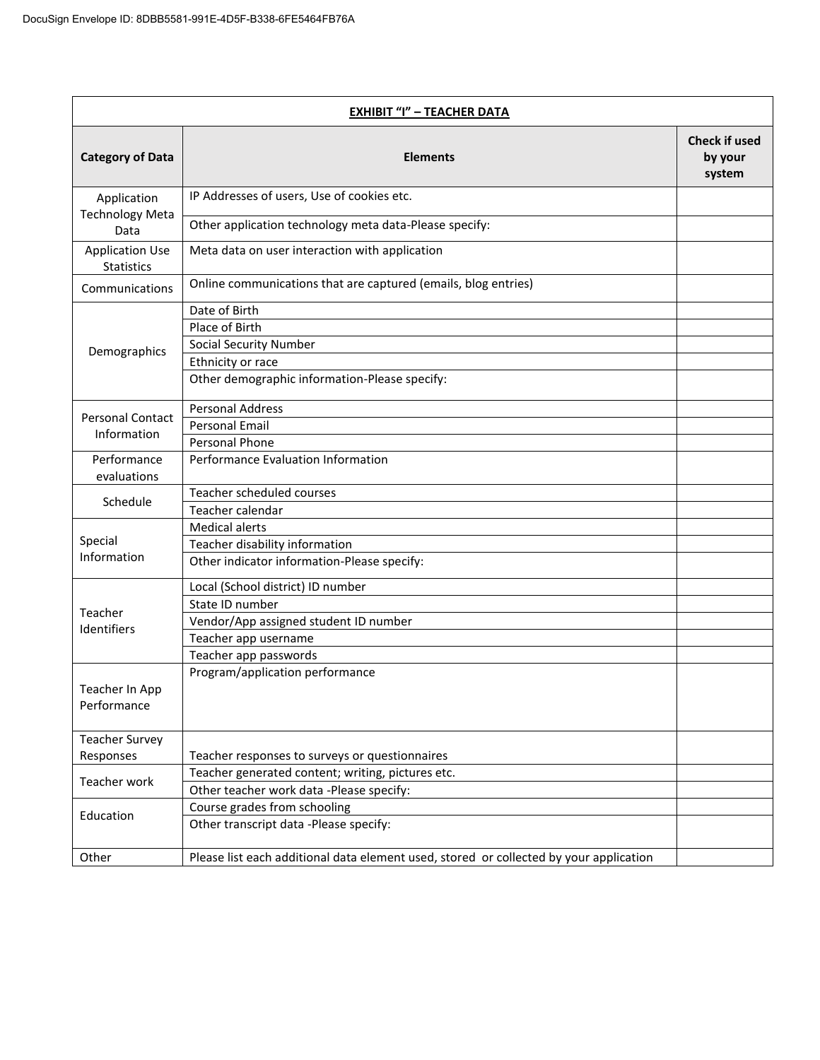| **EXHIBIT "I" – TEACHER DATA** | | |
|---|---|---|
| **Category of Data** | **Elements** | **Check if used by your system** |
| Application Technology Meta Data | IP Addresses of users, Use of cookies etc. | |
| | Other application technology meta data-Please specify: | |
| Application Use Statistics | Meta data on user interaction with application | |
| Communications | Online communications that are captured (emails, blog entries) | |
| Demographics | Date of Birth | |
| | Place of Birth | |
| | Social Security Number | |
| | Ethnicity or race | |
| | Other demographic information-Please specify: | |
| Personal Contact Information | Personal Address | |
| | Personal Email | |
| | Personal Phone | |
| Performance evaluations | Performance Evaluation Information | |
| Schedule | Teacher scheduled courses | |
| | Teacher calendar | |
| Special Information | Medical alerts | |
| | Teacher disability information | |
| | Other indicator information-Please specify: | |
| Teacher Identifiers | Local (School district) ID number | |
| | State ID number | |
| | Vendor/App assigned student ID number | |
| | Teacher app username | |
| | Teacher app passwords | |
| Teacher In App Performance | Program/application performance | |
| Teacher Survey Responses | Teacher responses to surveys or questionnaires | |
| Teacher work | Teacher generated content; writing, pictures etc. | |
| | Other teacher work data -Please specify: | |
| Education | Course grades from schooling | |
| | Other transcript data -Please specify: | |
| Other | Please list each additional data element used, stored or collected by your application | |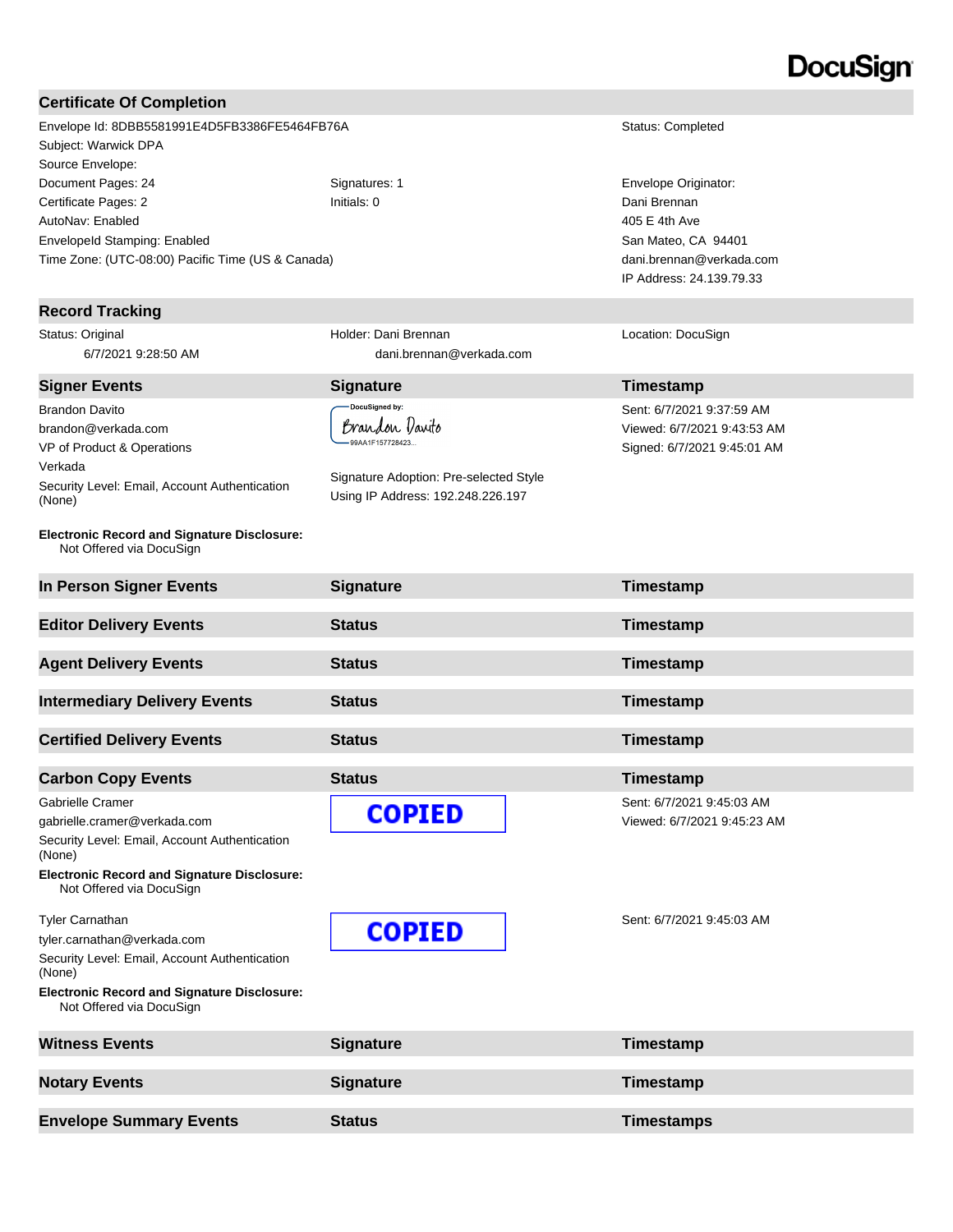DocuSign

## Certificate Of Completion

| | | |
|---|---|---|
| Envelope Id: 8DBB5581991E4D5FB3386FE5464FB76A | | Status: Completed |
| Subject: Warwick DPA | | |
| Source Envelope: | | |
| Document Pages: 24 | Signatures: 1 | Envelope Originator: |
| Certificate Pages: 2 | Initials: 0 | Dani Brennan |
| AutoNav: Enabled | | 405 E 4th Ave |
| EnvelopeId Stamping: Enabled | | San Mateo, CA 94401 |
| Time Zone: (UTC-08:00) Pacific Time (US & Canada) | | dani.brennan@verkada.com |
| | | IP Address: 24.139.79.33 |

## Record Tracking

| | | |
|---|---|---|
| Status: Original<br>6/7/2021 9:28:50 AM | Holder: Dani Brennan<br>dani.brennan@verkada.com | Location: DocuSign |

| Signer Events | Signature | Timestamp |
|---|---|---|
| Brandon Davito<br>brandon@verkada.com<br>VP of Product & Operations<br>Verkada<br>Security Level: Email, Account Authentication (None)<br><br>**Electronic Record and Signature Disclosure:**<br>Not Offered via DocuSign | DocuSigned by:<br>Brandon Davito<br>99AA1F157728423...<br><br>Signature Adoption: Pre-selected Style<br>Using IP Address: 192.248.226.197 | Sent: 6/7/2021 9:37:59 AM<br>Viewed: 6/7/2021 9:43:53 AM<br>Signed: 6/7/2021 9:45:01 AM |

| In Person Signer Events | Signature | Timestamp |
|---|---|---|

| Editor Delivery Events | Status | Timestamp |
|---|---|---|

| Agent Delivery Events | Status | Timestamp |
|---|---|---|

| Intermediary Delivery Events | Status | Timestamp |
|---|---|---|

| Certified Delivery Events | Status | Timestamp |
|---|---|---|

| Carbon Copy Events | Status | Timestamp |
|---|---|---|
| Gabrielle Cramer<br>gabrielle.cramer@verkada.com<br>Security Level: Email, Account Authentication (None)<br><br>**Electronic Record and Signature Disclosure:**<br>Not Offered via DocuSign | COPIED | Sent: 6/7/2021 9:45:03 AM<br>Viewed: 6/7/2021 9:45:23 AM |
| Tyler Carnathan<br>tyler.carnathan@verkada.com<br>Security Level: Email, Account Authentication (None)<br><br>**Electronic Record and Signature Disclosure:**<br>Not Offered via DocuSign | COPIED | Sent: 6/7/2021 9:45:03 AM |

| Witness Events | Signature | Timestamp |
|---|---|---|

| Notary Events | Signature | Timestamp |
|---|---|---|

| Envelope Summary Events | Status | Timestamps |
|---|---|---|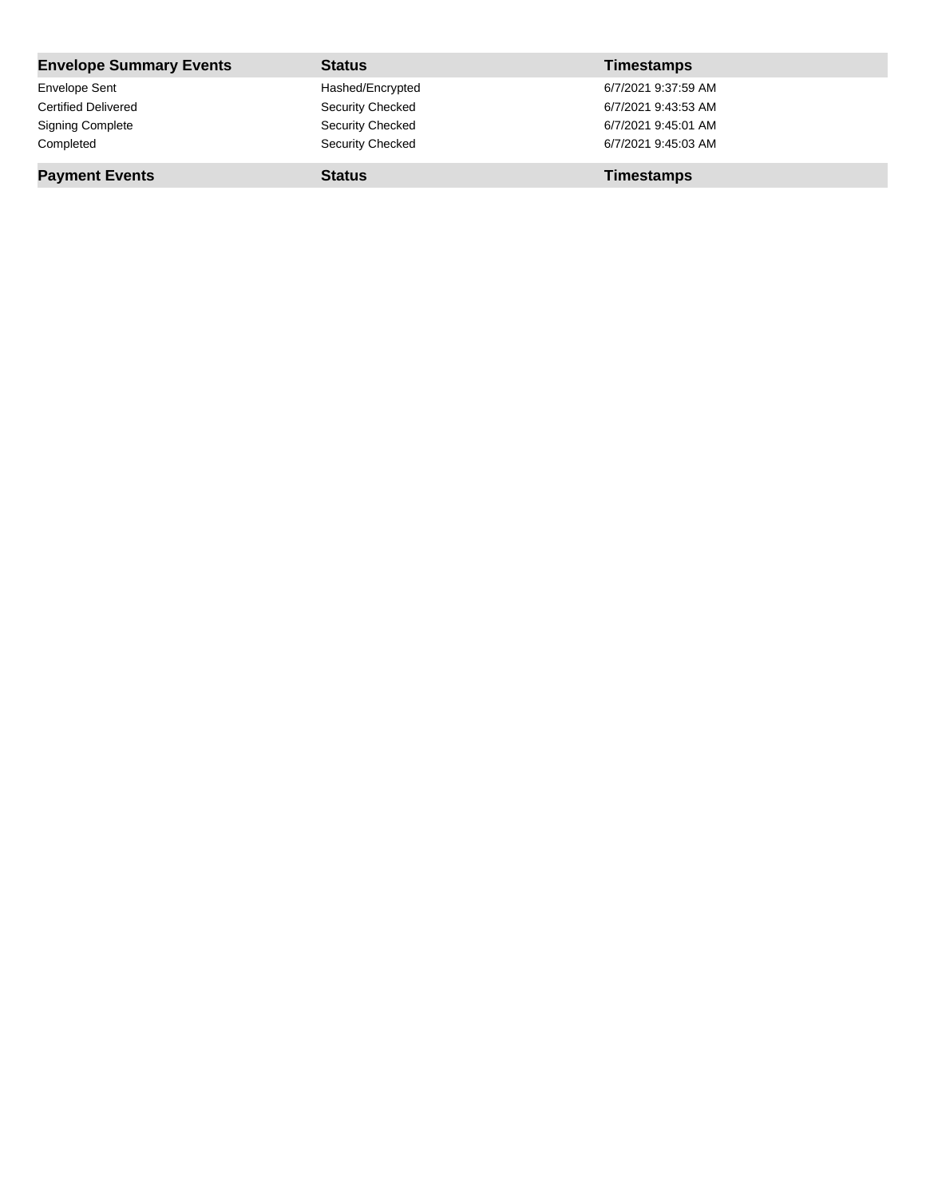| Envelope Summary Events | Status | Timestamps |
| --- | --- | --- |
| Envelope Sent | Hashed/Encrypted | 6/7/2021 9:37:59 AM |
| Certified Delivered | Security Checked | 6/7/2021 9:43:53 AM |
| Signing Complete | Security Checked | 6/7/2021 9:45:01 AM |
| Completed | Security Checked | 6/7/2021 9:45:03 AM |

| Payment Events | Status | Timestamps |
| --- | --- | --- |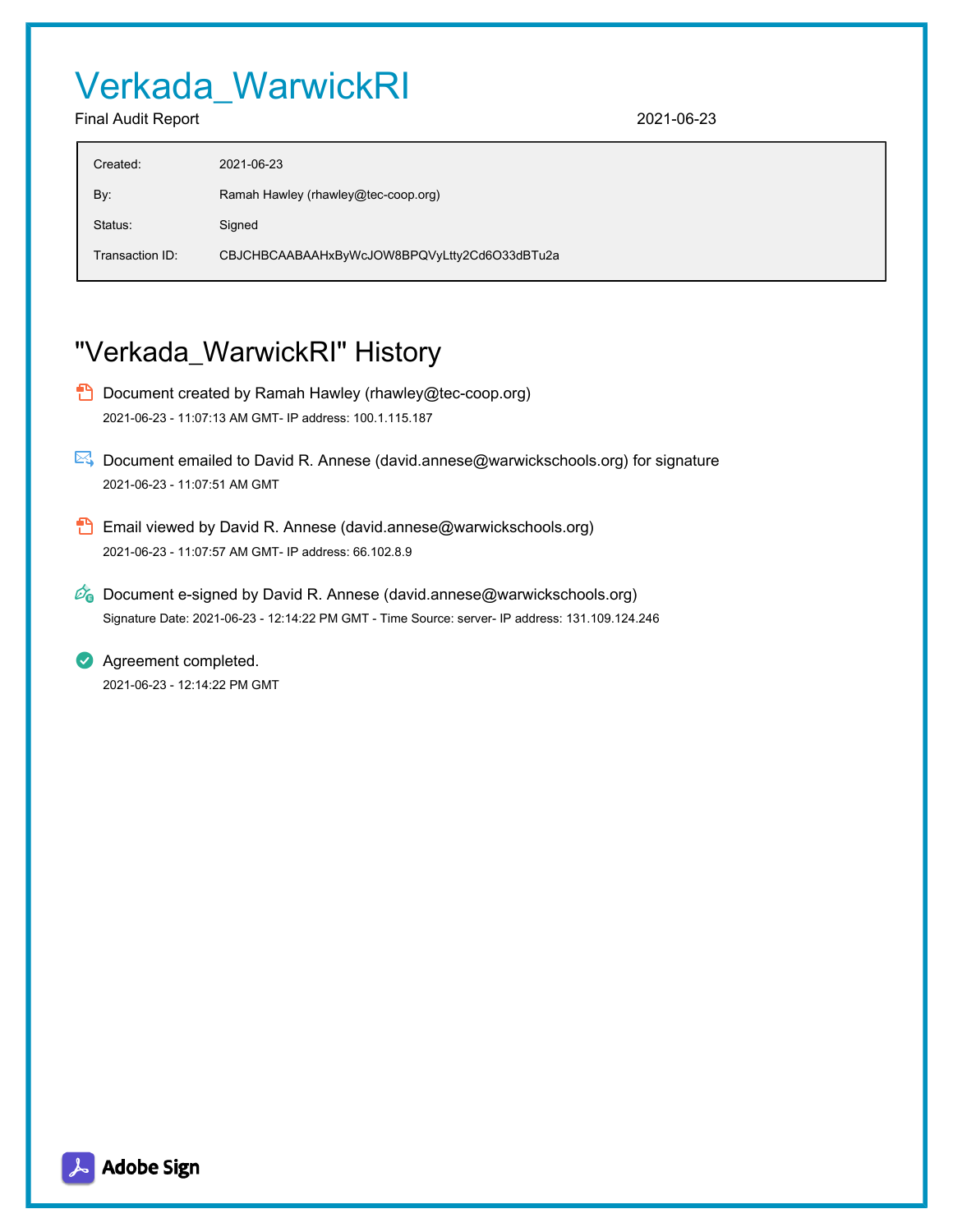# Verkada_WarwickRI

Final Audit Report 2021-06-23

| | |
|---|---|
| Created: | 2021-06-23 |
| By: | Ramah Hawley (rhawley@tec-coop.org) |
| Status: | Signed |
| Transaction ID: | CBJCHBCAABAAHxByWcJOW8BPQVyLtty2Cd6O33dBTu2a |

## "Verkada_WarwickRI" History

- Document created by Ramah Hawley (rhawley@tec-coop.org)
  2021-06-23 - 11:07:13 AM GMT- IP address: 100.1.115.187

- Document emailed to David R. Annese (david.annese@warwickschools.org) for signature
  2021-06-23 - 11:07:51 AM GMT

- Email viewed by David R. Annese (david.annese@warwickschools.org)
  2021-06-23 - 11:07:57 AM GMT- IP address: 66.102.8.9

- Document e-signed by David R. Annese (david.annese@warwickschools.org)
  Signature Date: 2021-06-23 - 12:14:22 PM GMT - Time Source: server- IP address: 131.109.124.246

- Agreement completed.
  2021-06-23 - 12:14:22 PM GMT

Adobe Sign